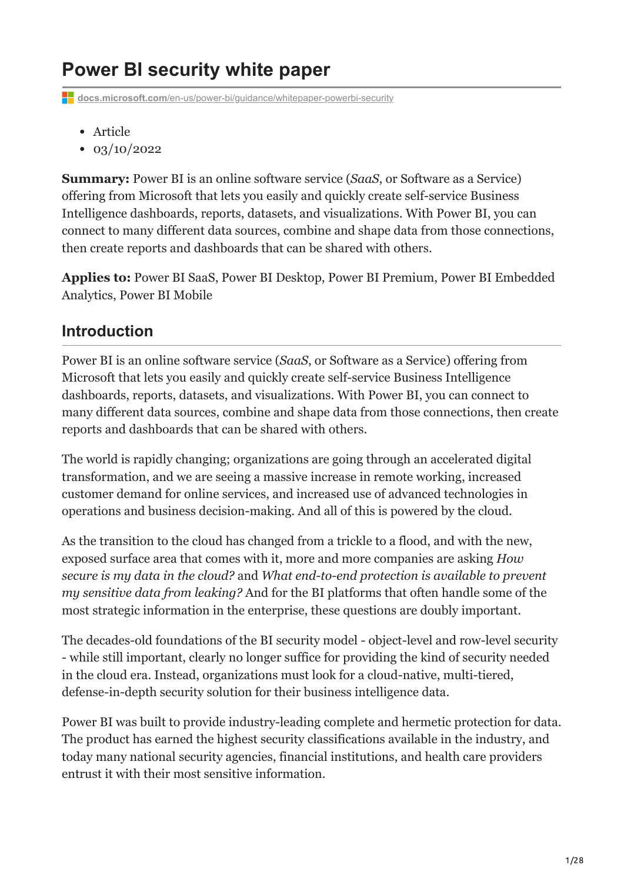# Power BI security white paper

docs.microsoft.com/en-us/power-bi/guidance/whitepaper-powerbi-security

- Article
- 03/10/2022

**Summary:** Power BI is an online software service (*SaaS*, or Software as a Service) offering from Microsoft that lets you easily and quickly create self-service Business Intelligence dashboards, reports, datasets, and visualizations. With Power BI, you can connect to many different data sources, combine and shape data from those connections, then create reports and dashboards that can be shared with others.

**Applies to:** Power BI SaaS, Power BI Desktop, Power BI Premium, Power BI Embedded Analytics, Power BI Mobile

## Introduction

Power BI is an online software service (*SaaS*, or Software as a Service) offering from Microsoft that lets you easily and quickly create self-service Business Intelligence dashboards, reports, datasets, and visualizations. With Power BI, you can connect to many different data sources, combine and shape data from those connections, then create reports and dashboards that can be shared with others.

The world is rapidly changing; organizations are going through an accelerated digital transformation, and we are seeing a massive increase in remote working, increased customer demand for online services, and increased use of advanced technologies in operations and business decision-making. And all of this is powered by the cloud.

As the transition to the cloud has changed from a trickle to a flood, and with the new, exposed surface area that comes with it, more and more companies are asking *How secure is my data in the cloud?* and *What end-to-end protection is available to prevent my sensitive data from leaking?* And for the BI platforms that often handle some of the most strategic information in the enterprise, these questions are doubly important.

The decades-old foundations of the BI security model - object-level and row-level security - while still important, clearly no longer suffice for providing the kind of security needed in the cloud era. Instead, organizations must look for a cloud-native, multi-tiered, defense-in-depth security solution for their business intelligence data.

Power BI was built to provide industry-leading complete and hermetic protection for data. The product has earned the highest security classifications available in the industry, and today many national security agencies, financial institutions, and health care providers entrust it with their most sensitive information.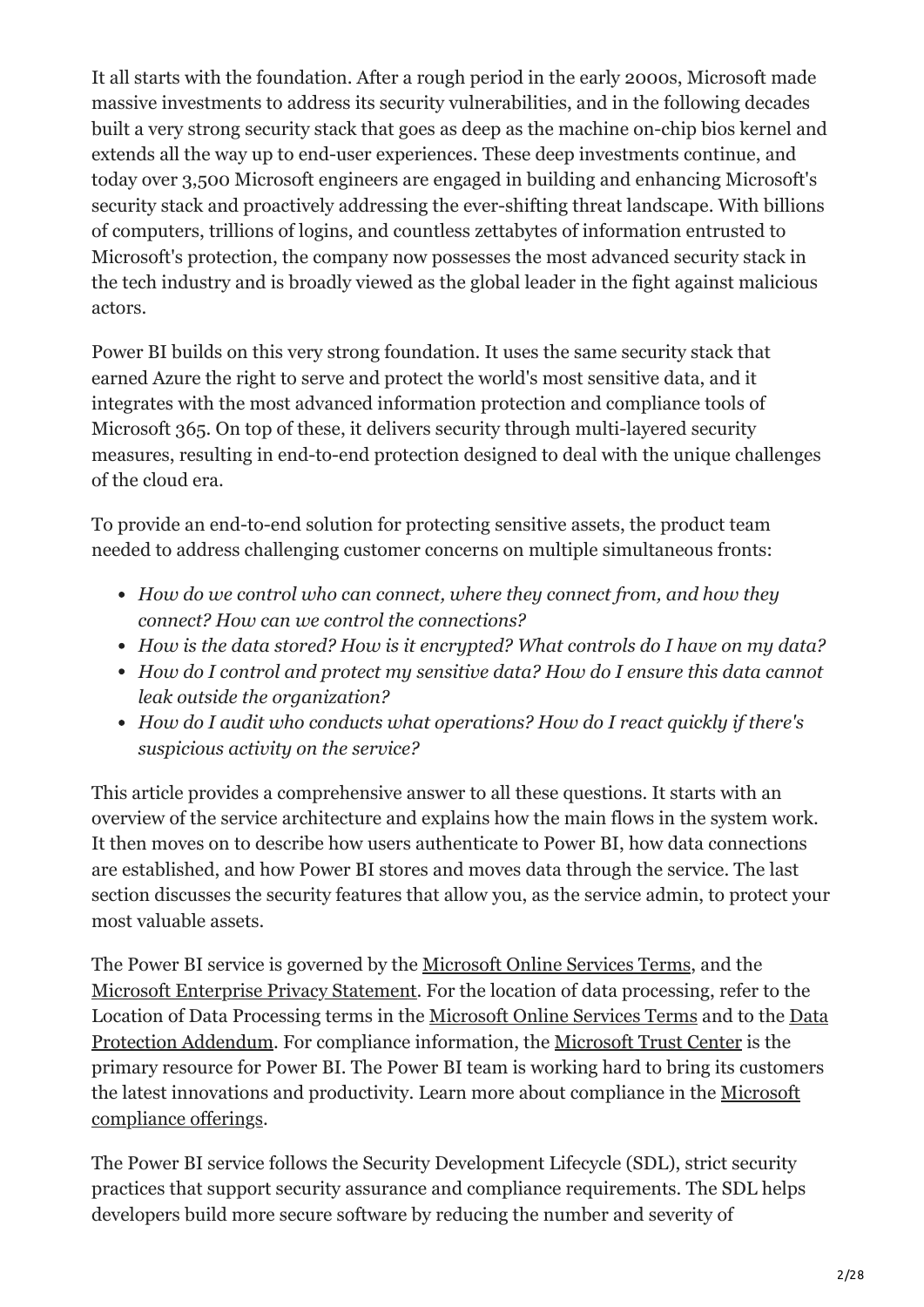It all starts with the foundation. After a rough period in the early 2000s, Microsoft made massive investments to address its security vulnerabilities, and in the following decades built a very strong security stack that goes as deep as the machine on-chip bios kernel and extends all the way up to end-user experiences. These deep investments continue, and today over 3,500 Microsoft engineers are engaged in building and enhancing Microsoft's security stack and proactively addressing the ever-shifting threat landscape. With billions of computers, trillions of logins, and countless zettabytes of information entrusted to Microsoft's protection, the company now possesses the most advanced security stack in the tech industry and is broadly viewed as the global leader in the fight against malicious actors.

Power BI builds on this very strong foundation. It uses the same security stack that earned Azure the right to serve and protect the world's most sensitive data, and it integrates with the most advanced information protection and compliance tools of Microsoft 365. On top of these, it delivers security through multi-layered security measures, resulting in end-to-end protection designed to deal with the unique challenges of the cloud era.

To provide an end-to-end solution for protecting sensitive assets, the product team needed to address challenging customer concerns on multiple simultaneous fronts:

- *How do we control who can connect, where they connect from, and how they connect? How can we control the connections?*
- *How is the data stored? How is it encrypted? What controls do I have on my data?*
- *How do I control and protect my sensitive data? How do I ensure this data cannot leak outside the organization?*
- *How do I audit who conducts what operations? How do I react quickly if there's suspicious activity on the service?*

This article provides a comprehensive answer to all these questions. It starts with an overview of the service architecture and explains how the main flows in the system work. It then moves on to describe how users authenticate to Power BI, how data connections are established, and how Power BI stores and moves data through the service. The last section discusses the security features that allow you, as the service admin, to protect your most valuable assets.

The Power BI service is governed by the Microsoft Online Services Terms, and the Microsoft Enterprise Privacy Statement. For the location of data processing, refer to the Location of Data Processing terms in the Microsoft Online Services Terms and to the Data Protection Addendum. For compliance information, the Microsoft Trust Center is the primary resource for Power BI. The Power BI team is working hard to bring its customers the latest innovations and productivity. Learn more about compliance in the Microsoft compliance offerings.

The Power BI service follows the Security Development Lifecycle (SDL), strict security practices that support security assurance and compliance requirements. The SDL helps developers build more secure software by reducing the number and severity of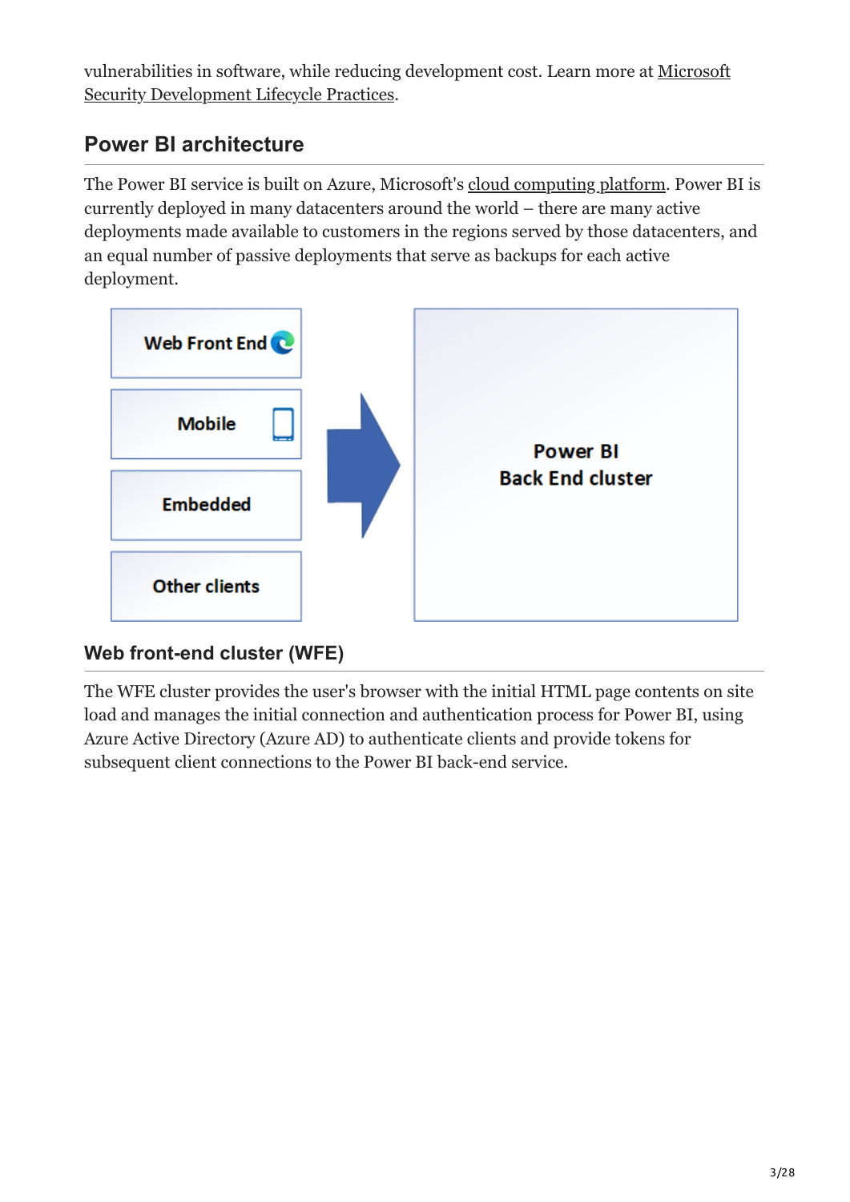vulnerabilities in software, while reducing development cost. Learn more at Microsoft Security Development Lifecycle Practices.

## Power BI architecture

The Power BI service is built on Azure, Microsoft's cloud computing platform. Power BI is currently deployed in many datacenters around the world – there are many active deployments made available to customers in the regions served by those datacenters, and an equal number of passive deployments that serve as backups for each active deployment.

### Web front-end cluster (WFE)

The WFE cluster provides the user's browser with the initial HTML page contents on site load and manages the initial connection and authentication process for Power BI, using Azure Active Directory (Azure AD) to authenticate clients and provide tokens for subsequent client connections to the Power BI back-end service.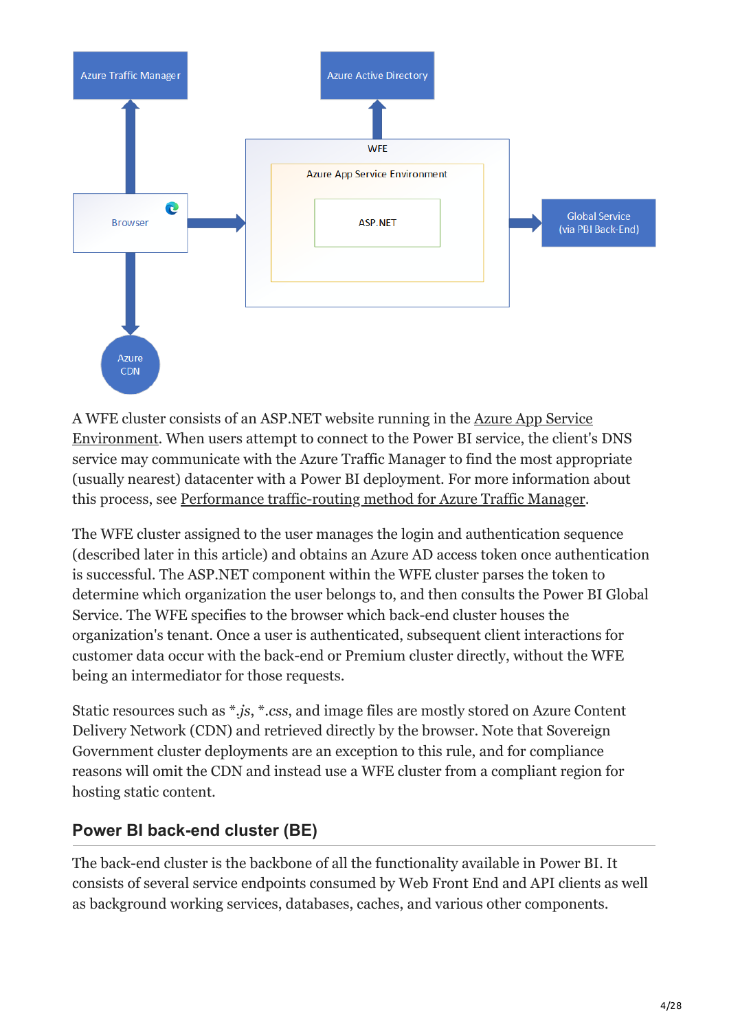A WFE cluster consists of an ASP.NET website running in the Azure App Service Environment. When users attempt to connect to the Power BI service, the client's DNS service may communicate with the Azure Traffic Manager to find the most appropriate (usually nearest) datacenter with a Power BI deployment. For more information about this process, see Performance traffic-routing method for Azure Traffic Manager.

The WFE cluster assigned to the user manages the login and authentication sequence (described later in this article) and obtains an Azure AD access token once authentication is successful. The ASP.NET component within the WFE cluster parses the token to determine which organization the user belongs to, and then consults the Power BI Global Service. The WFE specifies to the browser which back-end cluster houses the organization's tenant. Once a user is authenticated, subsequent client interactions for customer data occur with the back-end or Premium cluster directly, without the WFE being an intermediator for those requests.

Static resources such as *.js, *.css, and image files are mostly stored on Azure Content Delivery Network (CDN) and retrieved directly by the browser. Note that Sovereign Government cluster deployments are an exception to this rule, and for compliance reasons will omit the CDN and instead use a WFE cluster from a compliant region for hosting static content.

## Power BI back-end cluster (BE)

The back-end cluster is the backbone of all the functionality available in Power BI. It consists of several service endpoints consumed by Web Front End and API clients as well as background working services, databases, caches, and various other components.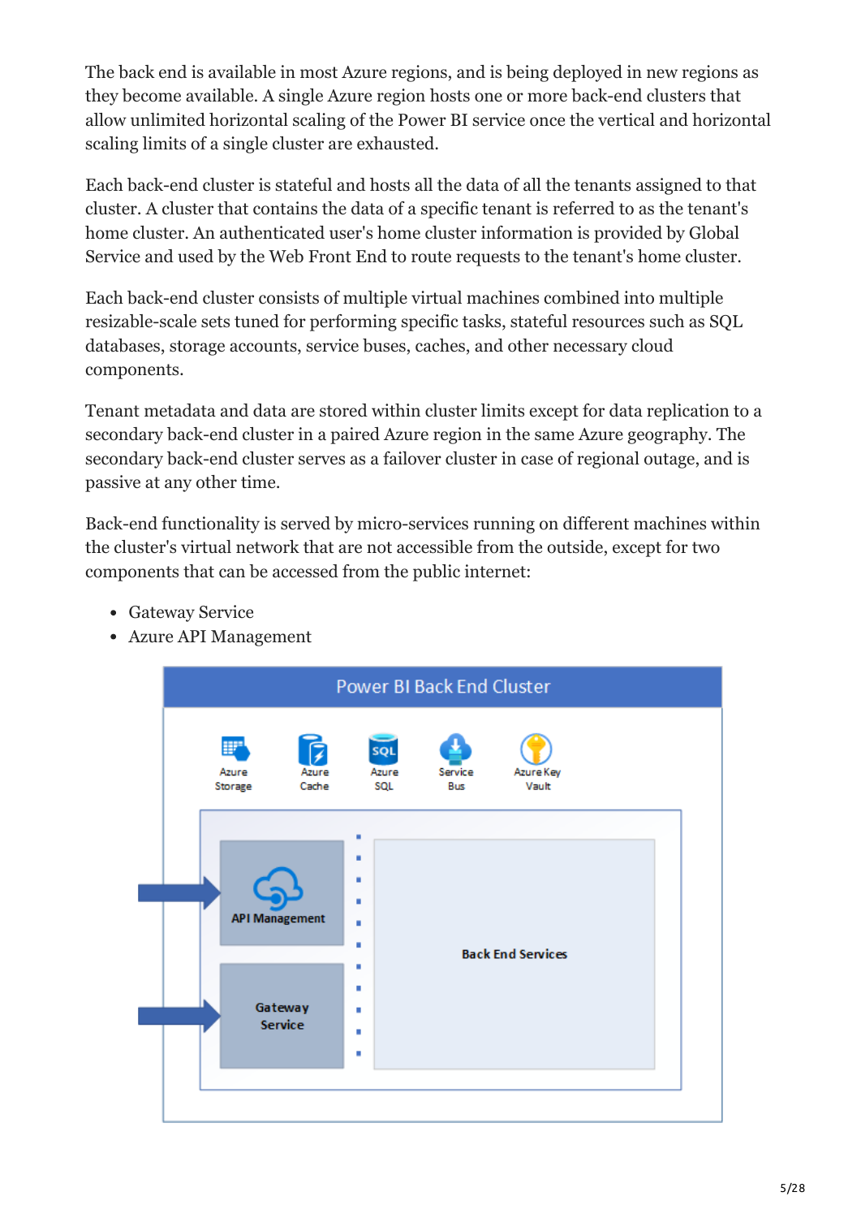The back end is available in most Azure regions, and is being deployed in new regions as they become available. A single Azure region hosts one or more back-end clusters that allow unlimited horizontal scaling of the Power BI service once the vertical and horizontal scaling limits of a single cluster are exhausted.

Each back-end cluster is stateful and hosts all the data of all the tenants assigned to that cluster. A cluster that contains the data of a specific tenant is referred to as the tenant's home cluster. An authenticated user's home cluster information is provided by Global Service and used by the Web Front End to route requests to the tenant's home cluster.

Each back-end cluster consists of multiple virtual machines combined into multiple resizable-scale sets tuned for performing specific tasks, stateful resources such as SQL databases, storage accounts, service buses, caches, and other necessary cloud components.

Tenant metadata and data are stored within cluster limits except for data replication to a secondary back-end cluster in a paired Azure region in the same Azure geography. The secondary back-end cluster serves as a failover cluster in case of regional outage, and is passive at any other time.

Back-end functionality is served by micro-services running on different machines within the cluster's virtual network that are not accessible from the outside, except for two components that can be accessed from the public internet:

- Gateway Service
- Azure API Management

Power BI Back End Cluster

Azure Storage | Azure Cache | Azure SQL | Service Bus | Azure Key Vault

API Management

Gateway Service

Back End Services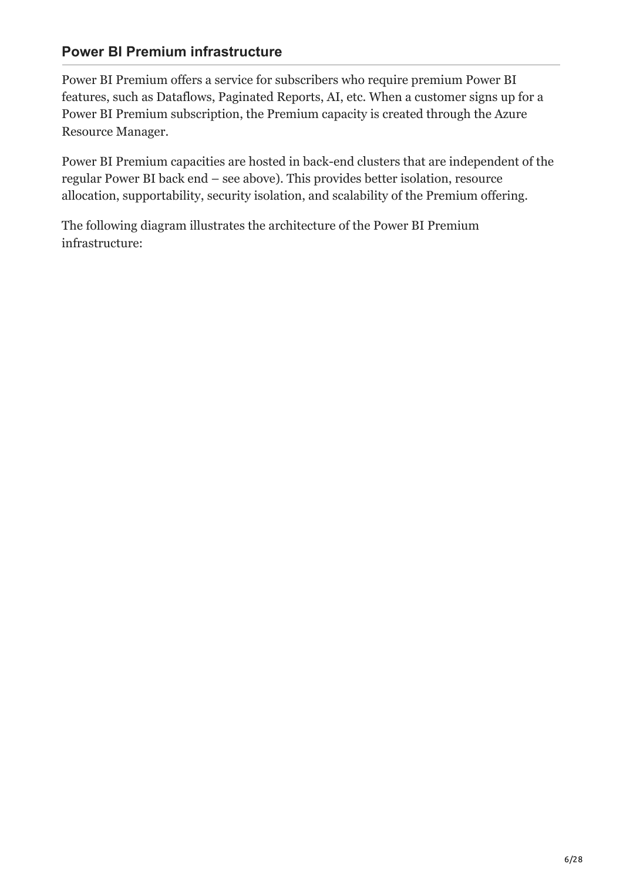## Power BI Premium infrastructure

Power BI Premium offers a service for subscribers who require premium Power BI features, such as Dataflows, Paginated Reports, AI, etc. When a customer signs up for a Power BI Premium subscription, the Premium capacity is created through the Azure Resource Manager.

Power BI Premium capacities are hosted in back-end clusters that are independent of the regular Power BI back end – see above). This provides better isolation, resource allocation, supportability, security isolation, and scalability of the Premium offering.

The following diagram illustrates the architecture of the Power BI Premium infrastructure: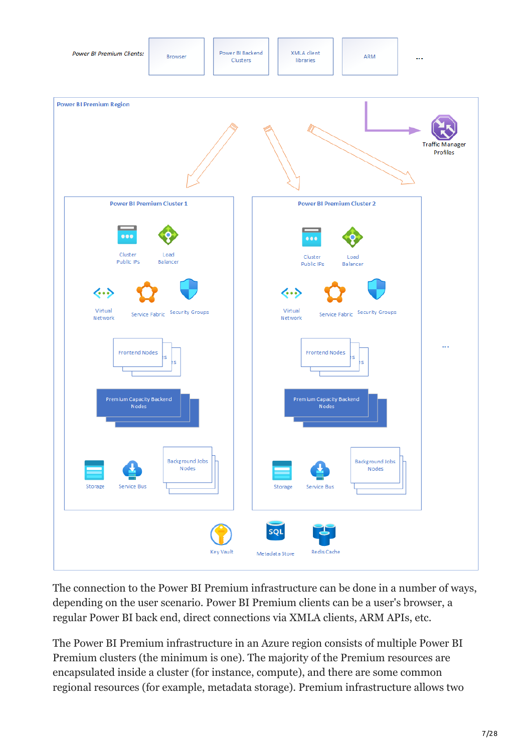The connection to the Power BI Premium infrastructure can be done in a number of ways, depending on the user scenario. Power BI Premium clients can be a user's browser, a regular Power BI back end, direct connections via XMLA clients, ARM APIs, etc.

The Power BI Premium infrastructure in an Azure region consists of multiple Power BI Premium clusters (the minimum is one). The majority of the Premium resources are encapsulated inside a cluster (for instance, compute), and there are some common regional resources (for example, metadata storage). Premium infrastructure allows two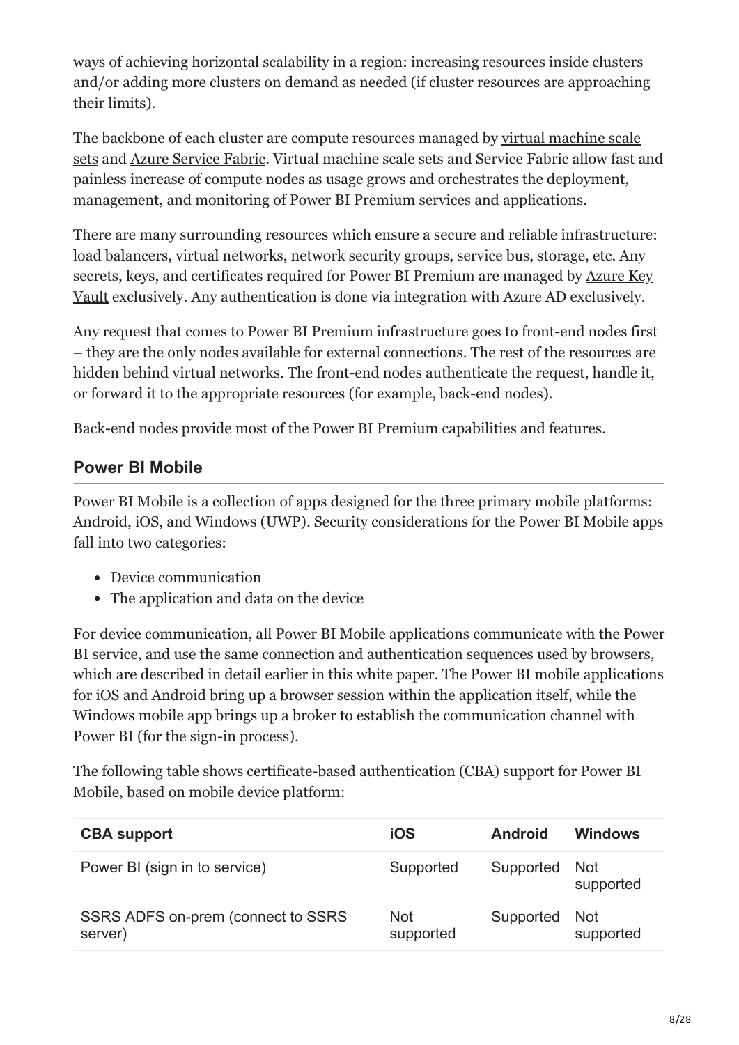ways of achieving horizontal scalability in a region: increasing resources inside clusters and/or adding more clusters on demand as needed (if cluster resources are approaching their limits).

The backbone of each cluster are compute resources managed by virtual machine scale sets and Azure Service Fabric. Virtual machine scale sets and Service Fabric allow fast and painless increase of compute nodes as usage grows and orchestrates the deployment, management, and monitoring of Power BI Premium services and applications.

There are many surrounding resources which ensure a secure and reliable infrastructure: load balancers, virtual networks, network security groups, service bus, storage, etc. Any secrets, keys, and certificates required for Power BI Premium are managed by Azure Key Vault exclusively. Any authentication is done via integration with Azure AD exclusively.

Any request that comes to Power BI Premium infrastructure goes to front-end nodes first – they are the only nodes available for external connections. The rest of the resources are hidden behind virtual networks. The front-end nodes authenticate the request, handle it, or forward it to the appropriate resources (for example, back-end nodes).

Back-end nodes provide most of the Power BI Premium capabilities and features.

## Power BI Mobile

Power BI Mobile is a collection of apps designed for the three primary mobile platforms: Android, iOS, and Windows (UWP). Security considerations for the Power BI Mobile apps fall into two categories:

- Device communication
- The application and data on the device

For device communication, all Power BI Mobile applications communicate with the Power BI service, and use the same connection and authentication sequences used by browsers, which are described in detail earlier in this white paper. The Power BI mobile applications for iOS and Android bring up a browser session within the application itself, while the Windows mobile app brings up a broker to establish the communication channel with Power BI (for the sign-in process).

The following table shows certificate-based authentication (CBA) support for Power BI Mobile, based on mobile device platform:

| CBA support | iOS | Android | Windows |
|---|---|---|---|
| Power BI (sign in to service) | Supported | Supported | Not supported |
| SSRS ADFS on-prem (connect to SSRS server) | Not supported | Supported | Not supported |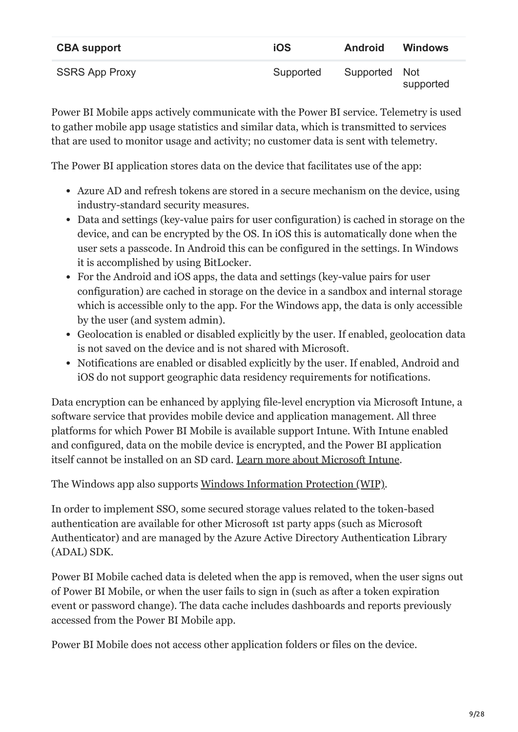| CBA support | iOS | Android | Windows |
| --- | --- | --- | --- |
| SSRS App Proxy | Supported | Supported | Not supported |

Power BI Mobile apps actively communicate with the Power BI service. Telemetry is used to gather mobile app usage statistics and similar data, which is transmitted to services that are used to monitor usage and activity; no customer data is sent with telemetry.

The Power BI application stores data on the device that facilitates use of the app:

- Azure AD and refresh tokens are stored in a secure mechanism on the device, using industry-standard security measures.
- Data and settings (key-value pairs for user configuration) is cached in storage on the device, and can be encrypted by the OS. In iOS this is automatically done when the user sets a passcode. In Android this can be configured in the settings. In Windows it is accomplished by using BitLocker.
- For the Android and iOS apps, the data and settings (key-value pairs for user configuration) are cached in storage on the device in a sandbox and internal storage which is accessible only to the app. For the Windows app, the data is only accessible by the user (and system admin).
- Geolocation is enabled or disabled explicitly by the user. If enabled, geolocation data is not saved on the device and is not shared with Microsoft.
- Notifications are enabled or disabled explicitly by the user. If enabled, Android and iOS do not support geographic data residency requirements for notifications.

Data encryption can be enhanced by applying file-level encryption via Microsoft Intune, a software service that provides mobile device and application management. All three platforms for which Power BI Mobile is available support Intune. With Intune enabled and configured, data on the mobile device is encrypted, and the Power BI application itself cannot be installed on an SD card. [Learn more about Microsoft Intune](#).

The Windows app also supports [Windows Information Protection (WIP)](#).

In order to implement SSO, some secured storage values related to the token-based authentication are available for other Microsoft 1st party apps (such as Microsoft Authenticator) and are managed by the Azure Active Directory Authentication Library (ADAL) SDK.

Power BI Mobile cached data is deleted when the app is removed, when the user signs out of Power BI Mobile, or when the user fails to sign in (such as after a token expiration event or password change). The data cache includes dashboards and reports previously accessed from the Power BI Mobile app.

Power BI Mobile does not access other application folders or files on the device.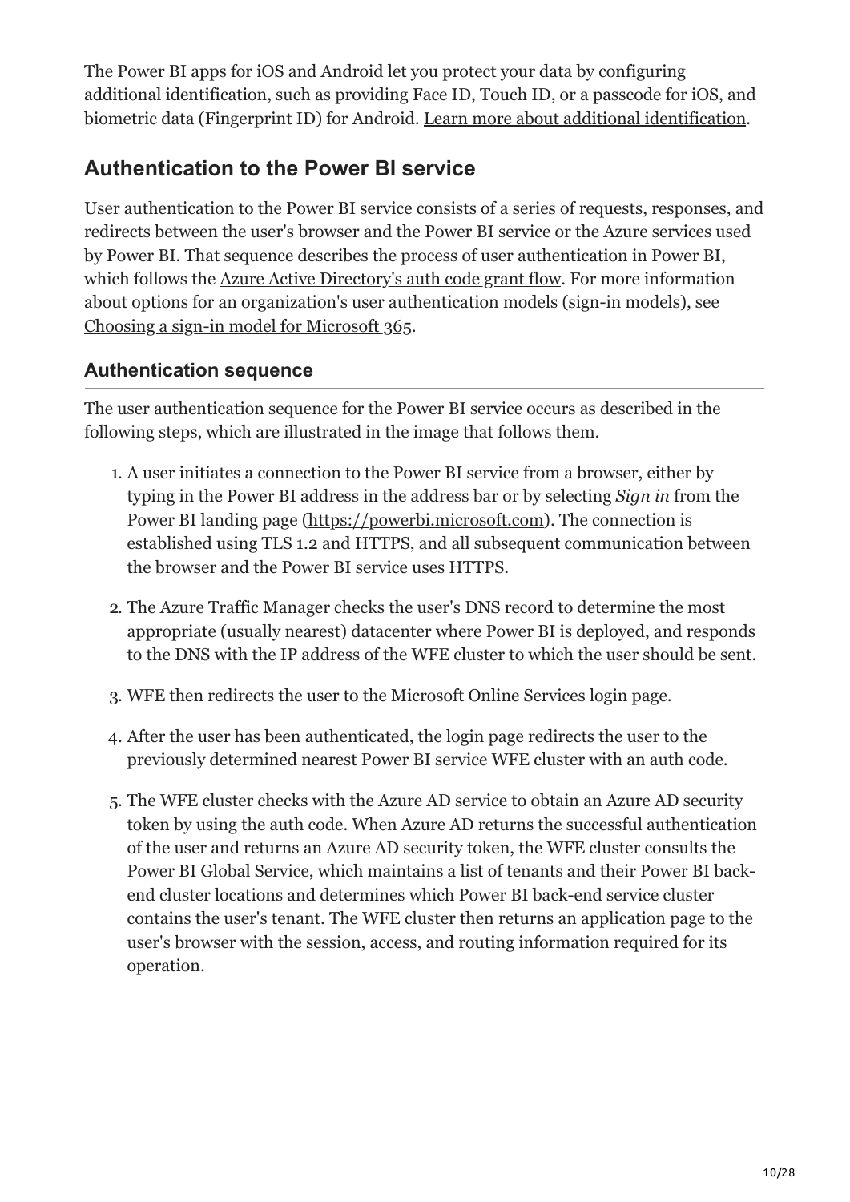The Power BI apps for iOS and Android let you protect your data by configuring additional identification, such as providing Face ID, Touch ID, or a passcode for iOS, and biometric data (Fingerprint ID) for Android. Learn more about additional identification.

## Authentication to the Power BI service

User authentication to the Power BI service consists of a series of requests, responses, and redirects between the user's browser and the Power BI service or the Azure services used by Power BI. That sequence describes the process of user authentication in Power BI, which follows the Azure Active Directory's auth code grant flow. For more information about options for an organization's user authentication models (sign-in models), see Choosing a sign-in model for Microsoft 365.

### Authentication sequence

The user authentication sequence for the Power BI service occurs as described in the following steps, which are illustrated in the image that follows them.

1. A user initiates a connection to the Power BI service from a browser, either by typing in the Power BI address in the address bar or by selecting *Sign in* from the Power BI landing page (https://powerbi.microsoft.com). The connection is established using TLS 1.2 and HTTPS, and all subsequent communication between the browser and the Power BI service uses HTTPS.
2. The Azure Traffic Manager checks the user's DNS record to determine the most appropriate (usually nearest) datacenter where Power BI is deployed, and responds to the DNS with the IP address of the WFE cluster to which the user should be sent.
3. WFE then redirects the user to the Microsoft Online Services login page.
4. After the user has been authenticated, the login page redirects the user to the previously determined nearest Power BI service WFE cluster with an auth code.
5. The WFE cluster checks with the Azure AD service to obtain an Azure AD security token by using the auth code. When Azure AD returns the successful authentication of the user and returns an Azure AD security token, the WFE cluster consults the Power BI Global Service, which maintains a list of tenants and their Power BI back-end cluster locations and determines which Power BI back-end service cluster contains the user's tenant. The WFE cluster then returns an application page to the user's browser with the session, access, and routing information required for its operation.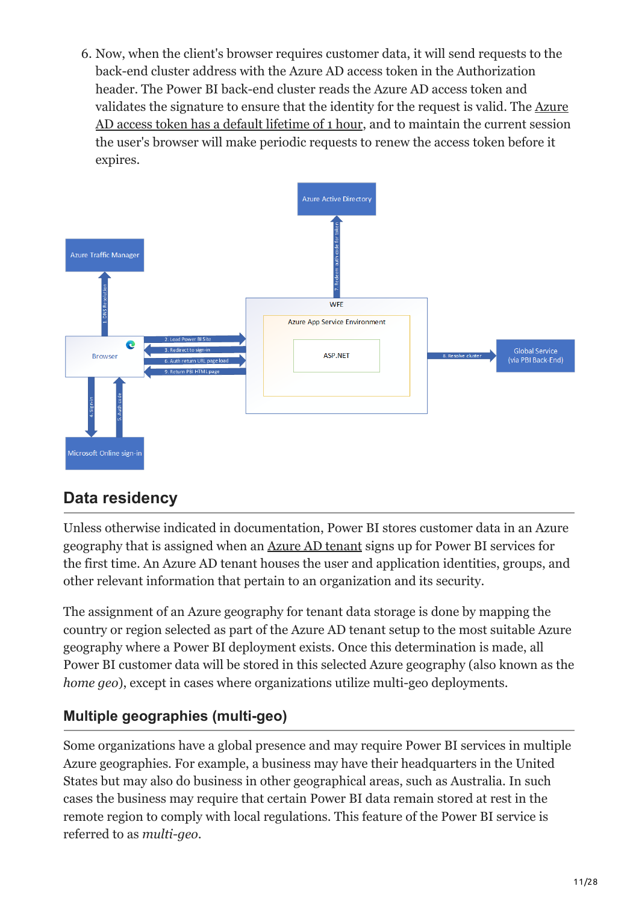6. Now, when the client's browser requires customer data, it will send requests to the back-end cluster address with the Azure AD access token in the Authorization header. The Power BI back-end cluster reads the Azure AD access token and validates the signature to ensure that the identity for the request is valid. The Azure AD access token has a default lifetime of 1 hour, and to maintain the current session the user's browser will make periodic requests to renew the access token before it expires.

## Data residency

Unless otherwise indicated in documentation, Power BI stores customer data in an Azure geography that is assigned when an Azure AD tenant signs up for Power BI services for the first time. An Azure AD tenant houses the user and application identities, groups, and other relevant information that pertain to an organization and its security.

The assignment of an Azure geography for tenant data storage is done by mapping the country or region selected as part of the Azure AD tenant setup to the most suitable Azure geography where a Power BI deployment exists. Once this determination is made, all Power BI customer data will be stored in this selected Azure geography (also known as the *home geo*), except in cases where organizations utilize multi-geo deployments.

### Multiple geographies (multi-geo)

Some organizations have a global presence and may require Power BI services in multiple Azure geographies. For example, a business may have their headquarters in the United States but may also do business in other geographical areas, such as Australia. In such cases the business may require that certain Power BI data remain stored at rest in the remote region to comply with local regulations. This feature of the Power BI service is referred to as *multi-geo*.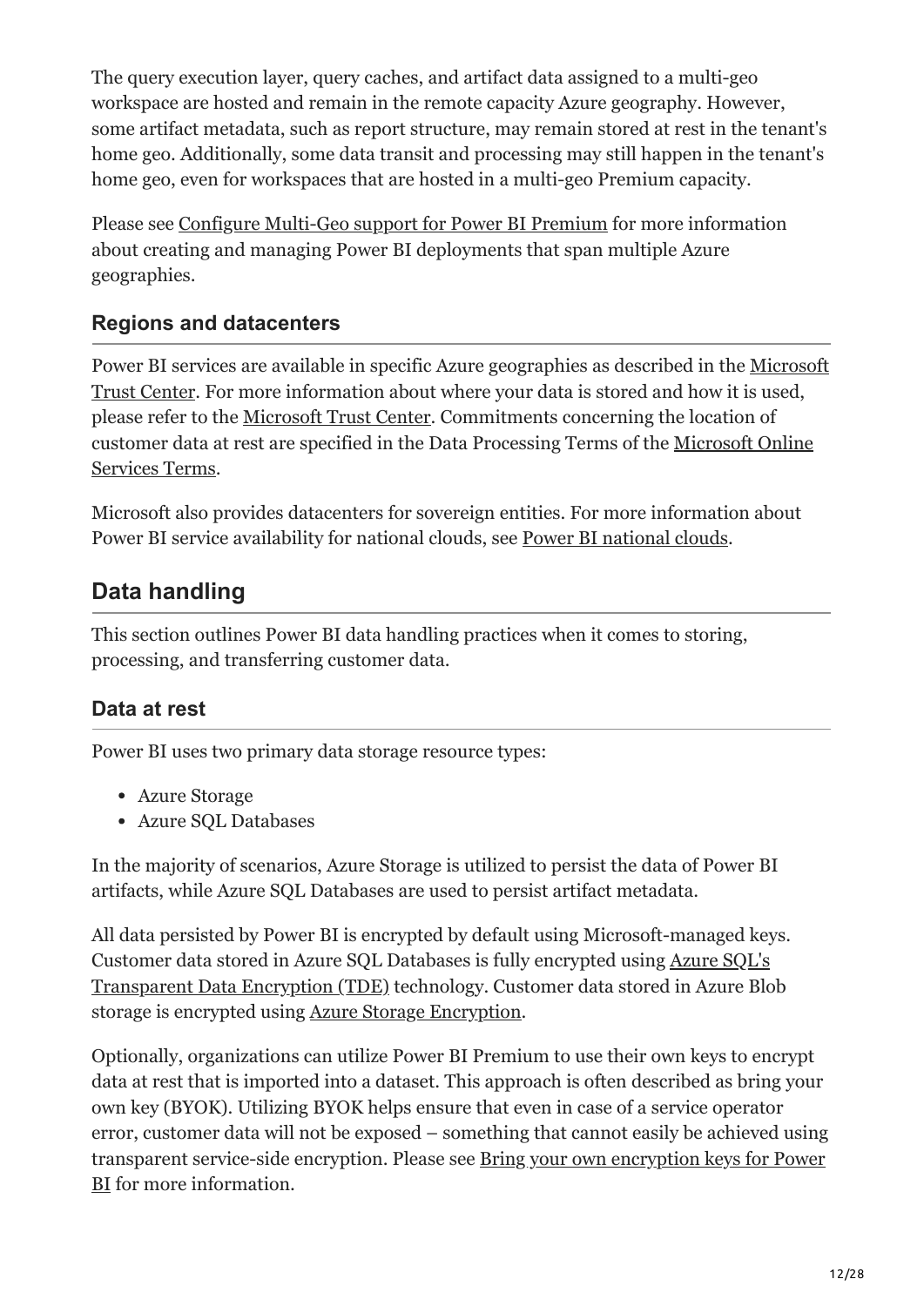The query execution layer, query caches, and artifact data assigned to a multi-geo workspace are hosted and remain in the remote capacity Azure geography. However, some artifact metadata, such as report structure, may remain stored at rest in the tenant's home geo. Additionally, some data transit and processing may still happen in the tenant's home geo, even for workspaces that are hosted in a multi-geo Premium capacity.

Please see Configure Multi-Geo support for Power BI Premium for more information about creating and managing Power BI deployments that span multiple Azure geographies.

### Regions and datacenters

Power BI services are available in specific Azure geographies as described in the Microsoft Trust Center. For more information about where your data is stored and how it is used, please refer to the Microsoft Trust Center. Commitments concerning the location of customer data at rest are specified in the Data Processing Terms of the Microsoft Online Services Terms.

Microsoft also provides datacenters for sovereign entities. For more information about Power BI service availability for national clouds, see Power BI national clouds.

## Data handling

This section outlines Power BI data handling practices when it comes to storing, processing, and transferring customer data.

### Data at rest

Power BI uses two primary data storage resource types:

- Azure Storage
- Azure SQL Databases

In the majority of scenarios, Azure Storage is utilized to persist the data of Power BI artifacts, while Azure SQL Databases are used to persist artifact metadata.

All data persisted by Power BI is encrypted by default using Microsoft-managed keys. Customer data stored in Azure SQL Databases is fully encrypted using Azure SQL's Transparent Data Encryption (TDE) technology. Customer data stored in Azure Blob storage is encrypted using Azure Storage Encryption.

Optionally, organizations can utilize Power BI Premium to use their own keys to encrypt data at rest that is imported into a dataset. This approach is often described as bring your own key (BYOK). Utilizing BYOK helps ensure that even in case of a service operator error, customer data will not be exposed – something that cannot easily be achieved using transparent service-side encryption. Please see Bring your own encryption keys for Power BI for more information.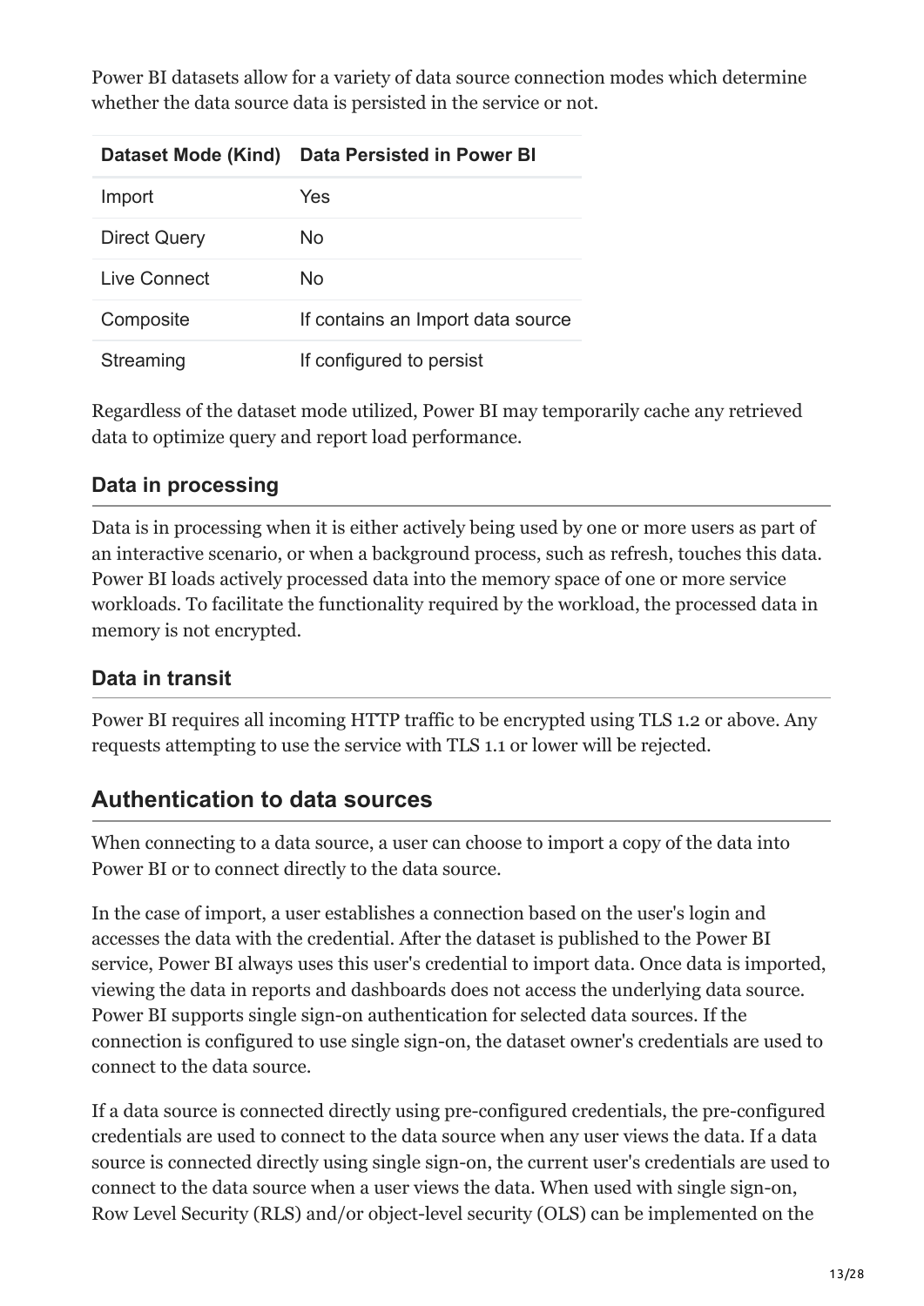Power BI datasets allow for a variety of data source connection modes which determine whether the data source data is persisted in the service or not.

| Dataset Mode (Kind) | Data Persisted in Power BI |
| --- | --- |
| Import | Yes |
| Direct Query | No |
| Live Connect | No |
| Composite | If contains an Import data source |
| Streaming | If configured to persist |

Regardless of the dataset mode utilized, Power BI may temporarily cache any retrieved data to optimize query and report load performance.

### Data in processing

Data is in processing when it is either actively being used by one or more users as part of an interactive scenario, or when a background process, such as refresh, touches this data. Power BI loads actively processed data into the memory space of one or more service workloads. To facilitate the functionality required by the workload, the processed data in memory is not encrypted.

### Data in transit

Power BI requires all incoming HTTP traffic to be encrypted using TLS 1.2 or above. Any requests attempting to use the service with TLS 1.1 or lower will be rejected.

## Authentication to data sources

When connecting to a data source, a user can choose to import a copy of the data into Power BI or to connect directly to the data source.

In the case of import, a user establishes a connection based on the user's login and accesses the data with the credential. After the dataset is published to the Power BI service, Power BI always uses this user's credential to import data. Once data is imported, viewing the data in reports and dashboards does not access the underlying data source. Power BI supports single sign-on authentication for selected data sources. If the connection is configured to use single sign-on, the dataset owner's credentials are used to connect to the data source.

If a data source is connected directly using pre-configured credentials, the pre-configured credentials are used to connect to the data source when any user views the data. If a data source is connected directly using single sign-on, the current user's credentials are used to connect to the data source when a user views the data. When used with single sign-on, Row Level Security (RLS) and/or object-level security (OLS) can be implemented on the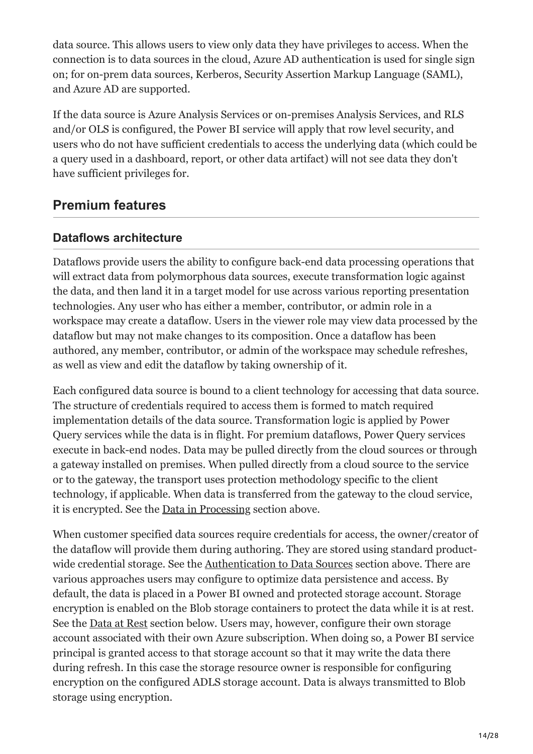data source. This allows users to view only data they have privileges to access. When the connection is to data sources in the cloud, Azure AD authentication is used for single sign on; for on-prem data sources, Kerberos, Security Assertion Markup Language (SAML), and Azure AD are supported.

If the data source is Azure Analysis Services or on-premises Analysis Services, and RLS and/or OLS is configured, the Power BI service will apply that row level security, and users who do not have sufficient credentials to access the underlying data (which could be a query used in a dashboard, report, or other data artifact) will not see data they don't have sufficient privileges for.

## Premium features

### Dataflows architecture

Dataflows provide users the ability to configure back-end data processing operations that will extract data from polymorphous data sources, execute transformation logic against the data, and then land it in a target model for use across various reporting presentation technologies. Any user who has either a member, contributor, or admin role in a workspace may create a dataflow. Users in the viewer role may view data processed by the dataflow but may not make changes to its composition. Once a dataflow has been authored, any member, contributor, or admin of the workspace may schedule refreshes, as well as view and edit the dataflow by taking ownership of it.

Each configured data source is bound to a client technology for accessing that data source. The structure of credentials required to access them is formed to match required implementation details of the data source. Transformation logic is applied by Power Query services while the data is in flight. For premium dataflows, Power Query services execute in back-end nodes. Data may be pulled directly from the cloud sources or through a gateway installed on premises. When pulled directly from a cloud source to the service or to the gateway, the transport uses protection methodology specific to the client technology, if applicable. When data is transferred from the gateway to the cloud service, it is encrypted. See the Data in Processing section above.

When customer specified data sources require credentials for access, the owner/creator of the dataflow will provide them during authoring. They are stored using standard product-wide credential storage. See the Authentication to Data Sources section above. There are various approaches users may configure to optimize data persistence and access. By default, the data is placed in a Power BI owned and protected storage account. Storage encryption is enabled on the Blob storage containers to protect the data while it is at rest. See the Data at Rest section below. Users may, however, configure their own storage account associated with their own Azure subscription. When doing so, a Power BI service principal is granted access to that storage account so that it may write the data there during refresh. In this case the storage resource owner is responsible for configuring encryption on the configured ADLS storage account. Data is always transmitted to Blob storage using encryption.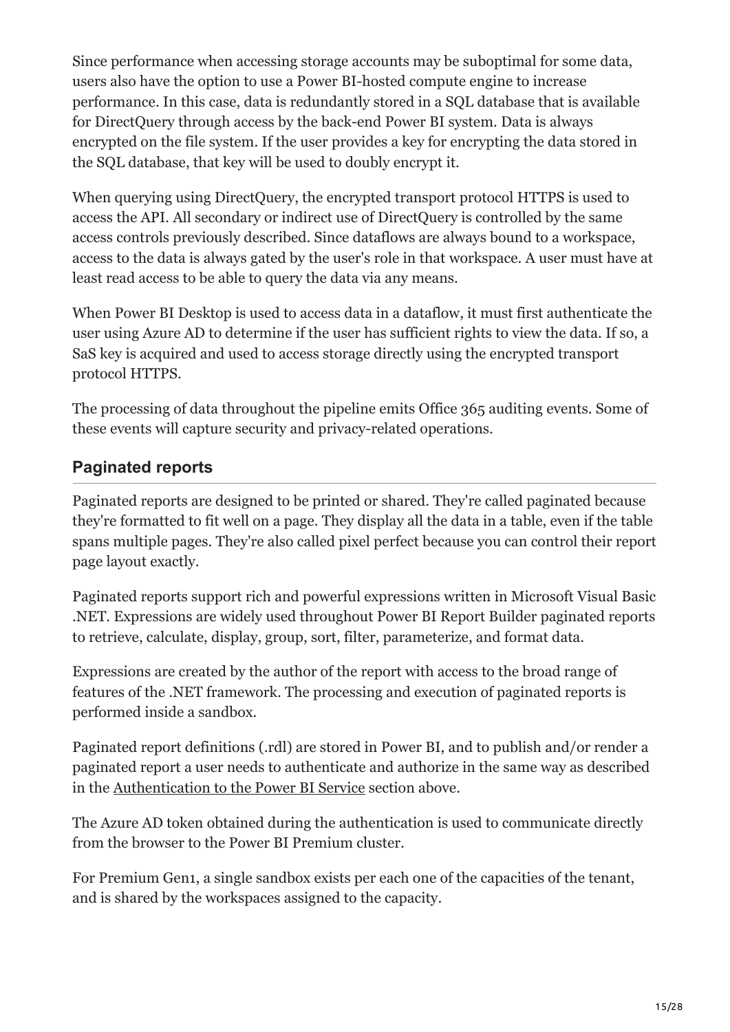Since performance when accessing storage accounts may be suboptimal for some data, users also have the option to use a Power BI-hosted compute engine to increase performance. In this case, data is redundantly stored in a SQL database that is available for DirectQuery through access by the back-end Power BI system. Data is always encrypted on the file system. If the user provides a key for encrypting the data stored in the SQL database, that key will be used to doubly encrypt it.

When querying using DirectQuery, the encrypted transport protocol HTTPS is used to access the API. All secondary or indirect use of DirectQuery is controlled by the same access controls previously described. Since dataflows are always bound to a workspace, access to the data is always gated by the user's role in that workspace. A user must have at least read access to be able to query the data via any means.

When Power BI Desktop is used to access data in a dataflow, it must first authenticate the user using Azure AD to determine if the user has sufficient rights to view the data. If so, a SaS key is acquired and used to access storage directly using the encrypted transport protocol HTTPS.

The processing of data throughout the pipeline emits Office 365 auditing events. Some of these events will capture security and privacy-related operations.

## Paginated reports

Paginated reports are designed to be printed or shared. They're called paginated because they're formatted to fit well on a page. They display all the data in a table, even if the table spans multiple pages. They're also called pixel perfect because you can control their report page layout exactly.

Paginated reports support rich and powerful expressions written in Microsoft Visual Basic .NET. Expressions are widely used throughout Power BI Report Builder paginated reports to retrieve, calculate, display, group, sort, filter, parameterize, and format data.

Expressions are created by the author of the report with access to the broad range of features of the .NET framework. The processing and execution of paginated reports is performed inside a sandbox.

Paginated report definitions (.rdl) are stored in Power BI, and to publish and/or render a paginated report a user needs to authenticate and authorize in the same way as described in the Authentication to the Power BI Service section above.

The Azure AD token obtained during the authentication is used to communicate directly from the browser to the Power BI Premium cluster.

For Premium Gen1, a single sandbox exists per each one of the capacities of the tenant, and is shared by the workspaces assigned to the capacity.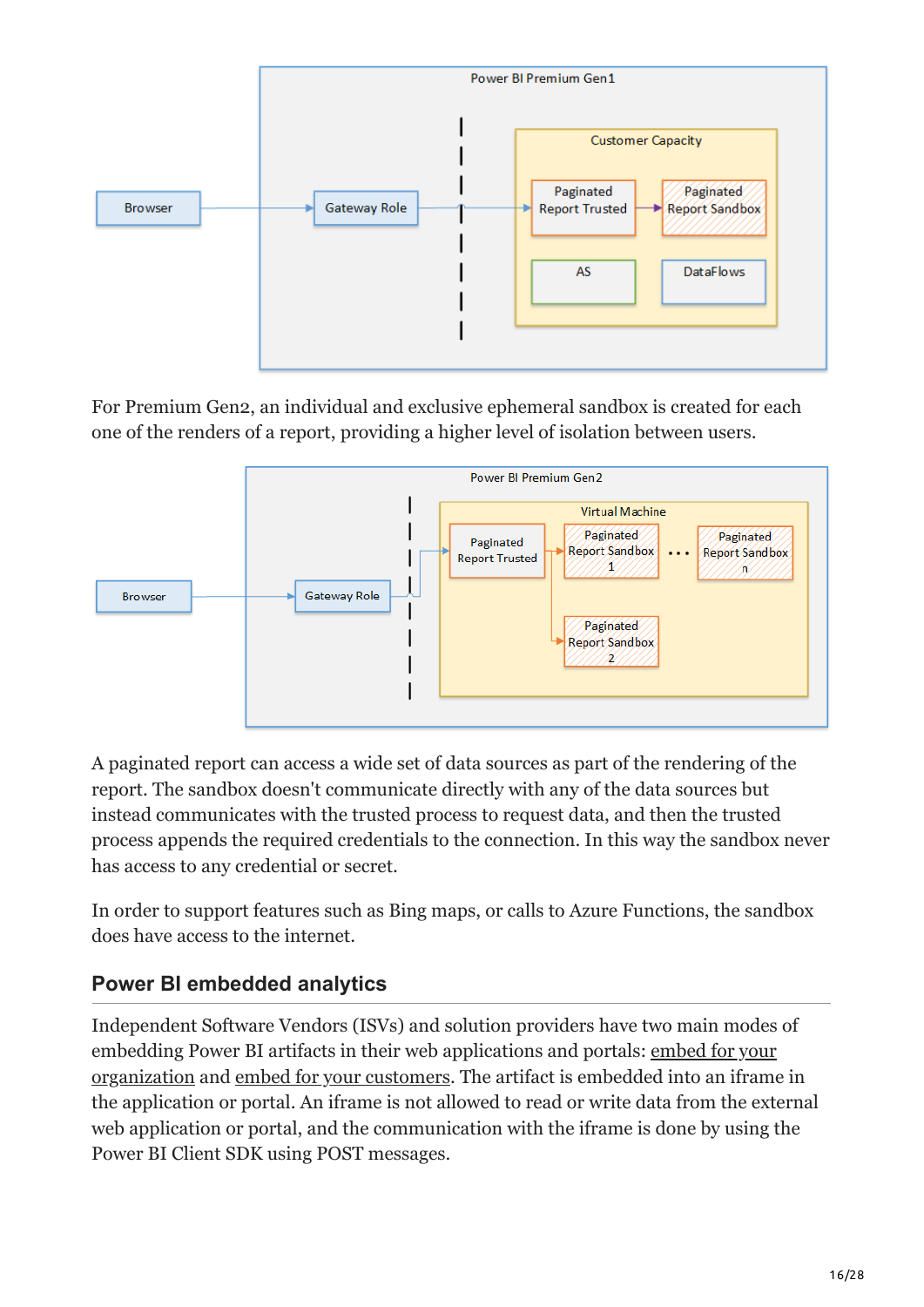For Premium Gen2, an individual and exclusive ephemeral sandbox is created for each one of the renders of a report, providing a higher level of isolation between users.

A paginated report can access a wide set of data sources as part of the rendering of the report. The sandbox doesn't communicate directly with any of the data sources but instead communicates with the trusted process to request data, and then the trusted process appends the required credentials to the connection. In this way the sandbox never has access to any credential or secret.

In order to support features such as Bing maps, or calls to Azure Functions, the sandbox does have access to the internet.

## Power BI embedded analytics

Independent Software Vendors (ISVs) and solution providers have two main modes of embedding Power BI artifacts in their web applications and portals: embed for your organization and embed for your customers. The artifact is embedded into an iframe in the application or portal. An iframe is not allowed to read or write data from the external web application or portal, and the communication with the iframe is done by using the Power BI Client SDK using POST messages.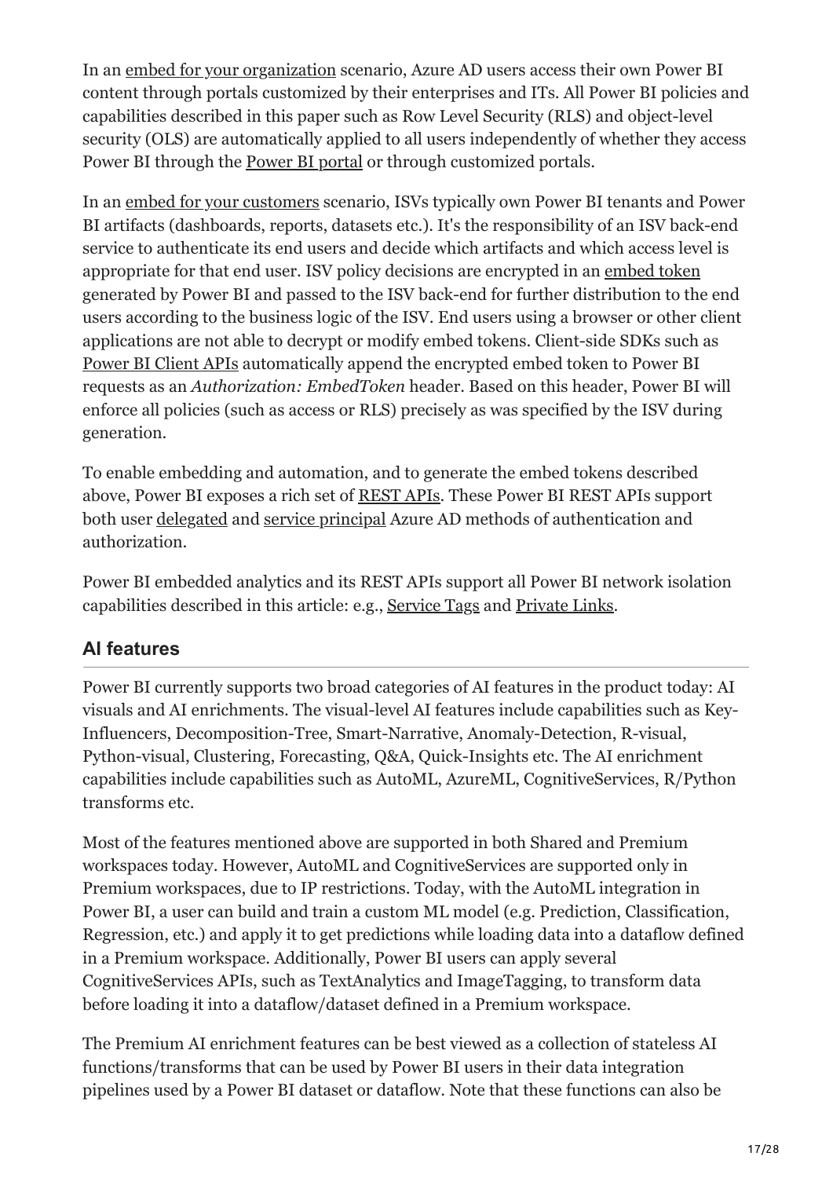In an embed for your organization scenario, Azure AD users access their own Power BI content through portals customized by their enterprises and ITs. All Power BI policies and capabilities described in this paper such as Row Level Security (RLS) and object-level security (OLS) are automatically applied to all users independently of whether they access Power BI through the Power BI portal or through customized portals.

In an embed for your customers scenario, ISVs typically own Power BI tenants and Power BI artifacts (dashboards, reports, datasets etc.). It's the responsibility of an ISV back-end service to authenticate its end users and decide which artifacts and which access level is appropriate for that end user. ISV policy decisions are encrypted in an embed token generated by Power BI and passed to the ISV back-end for further distribution to the end users according to the business logic of the ISV. End users using a browser or other client applications are not able to decrypt or modify embed tokens. Client-side SDKs such as Power BI Client APIs automatically append the encrypted embed token to Power BI requests as an *Authorization: EmbedToken* header. Based on this header, Power BI will enforce all policies (such as access or RLS) precisely as was specified by the ISV during generation.

To enable embedding and automation, and to generate the embed tokens described above, Power BI exposes a rich set of REST APIs. These Power BI REST APIs support both user delegated and service principal Azure AD methods of authentication and authorization.

Power BI embedded analytics and its REST APIs support all Power BI network isolation capabilities described in this article: e.g., Service Tags and Private Links.

## AI features

Power BI currently supports two broad categories of AI features in the product today: AI visuals and AI enrichments. The visual-level AI features include capabilities such as Key-Influencers, Decomposition-Tree, Smart-Narrative, Anomaly-Detection, R-visual, Python-visual, Clustering, Forecasting, Q&A, Quick-Insights etc. The AI enrichment capabilities include capabilities such as AutoML, AzureML, CognitiveServices, R/Python transforms etc.

Most of the features mentioned above are supported in both Shared and Premium workspaces today. However, AutoML and CognitiveServices are supported only in Premium workspaces, due to IP restrictions. Today, with the AutoML integration in Power BI, a user can build and train a custom ML model (e.g. Prediction, Classification, Regression, etc.) and apply it to get predictions while loading data into a dataflow defined in a Premium workspace. Additionally, Power BI users can apply several CognitiveServices APIs, such as TextAnalytics and ImageTagging, to transform data before loading it into a dataflow/dataset defined in a Premium workspace.

The Premium AI enrichment features can be best viewed as a collection of stateless AI functions/transforms that can be used by Power BI users in their data integration pipelines used by a Power BI dataset or dataflow. Note that these functions can also be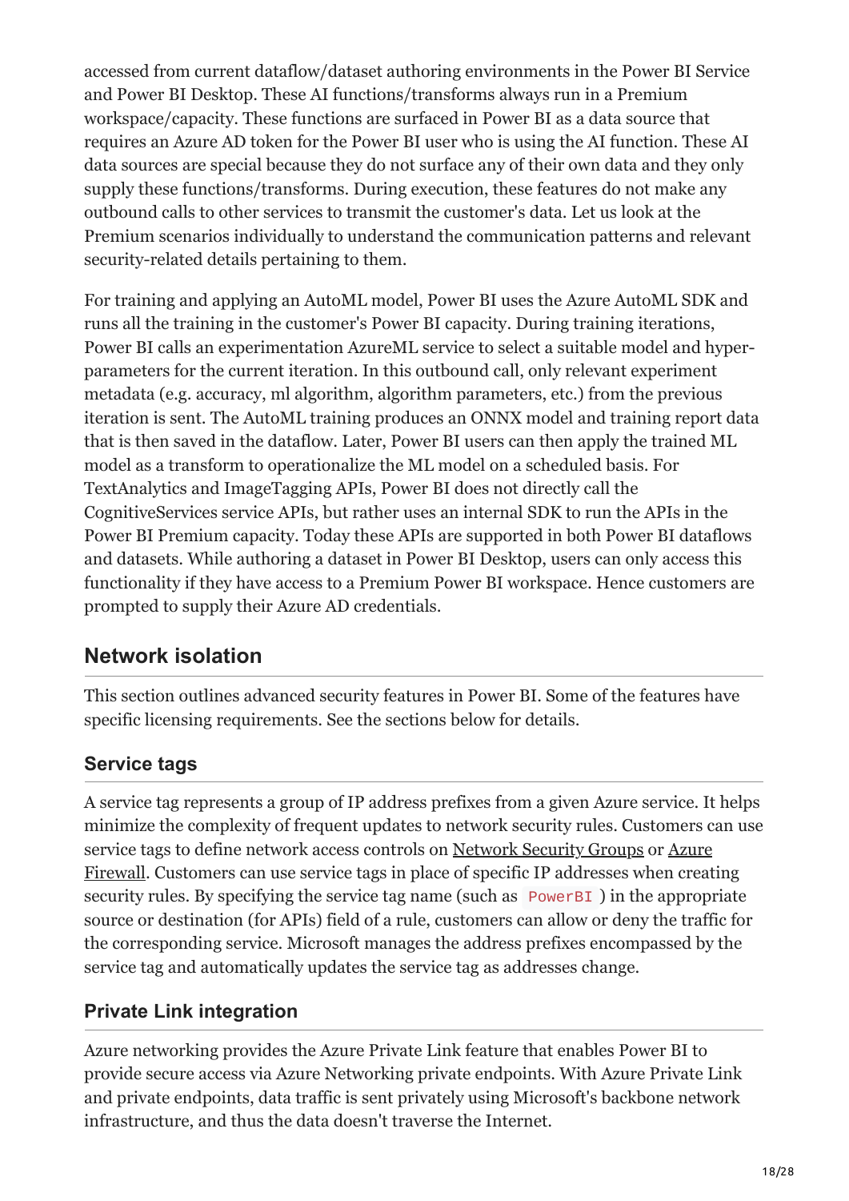accessed from current dataflow/dataset authoring environments in the Power BI Service and Power BI Desktop. These AI functions/transforms always run in a Premium workspace/capacity. These functions are surfaced in Power BI as a data source that requires an Azure AD token for the Power BI user who is using the AI function. These AI data sources are special because they do not surface any of their own data and they only supply these functions/transforms. During execution, these features do not make any outbound calls to other services to transmit the customer's data. Let us look at the Premium scenarios individually to understand the communication patterns and relevant security-related details pertaining to them.

For training and applying an AutoML model, Power BI uses the Azure AutoML SDK and runs all the training in the customer's Power BI capacity. During training iterations, Power BI calls an experimentation AzureML service to select a suitable model and hyper-parameters for the current iteration. In this outbound call, only relevant experiment metadata (e.g. accuracy, ml algorithm, algorithm parameters, etc.) from the previous iteration is sent. The AutoML training produces an ONNX model and training report data that is then saved in the dataflow. Later, Power BI users can then apply the trained ML model as a transform to operationalize the ML model on a scheduled basis. For TextAnalytics and ImageTagging APIs, Power BI does not directly call the CognitiveServices service APIs, but rather uses an internal SDK to run the APIs in the Power BI Premium capacity. Today these APIs are supported in both Power BI dataflows and datasets. While authoring a dataset in Power BI Desktop, users can only access this functionality if they have access to a Premium Power BI workspace. Hence customers are prompted to supply their Azure AD credentials.

## Network isolation

This section outlines advanced security features in Power BI. Some of the features have specific licensing requirements. See the sections below for details.

### Service tags

A service tag represents a group of IP address prefixes from a given Azure service. It helps minimize the complexity of frequent updates to network security rules. Customers can use service tags to define network access controls on Network Security Groups or Azure Firewall. Customers can use service tags in place of specific IP addresses when creating security rules. By specifying the service tag name (such as `PowerBI`) in the appropriate source or destination (for APIs) field of a rule, customers can allow or deny the traffic for the corresponding service. Microsoft manages the address prefixes encompassed by the service tag and automatically updates the service tag as addresses change.

### Private Link integration

Azure networking provides the Azure Private Link feature that enables Power BI to provide secure access via Azure Networking private endpoints. With Azure Private Link and private endpoints, data traffic is sent privately using Microsoft's backbone network infrastructure, and thus the data doesn't traverse the Internet.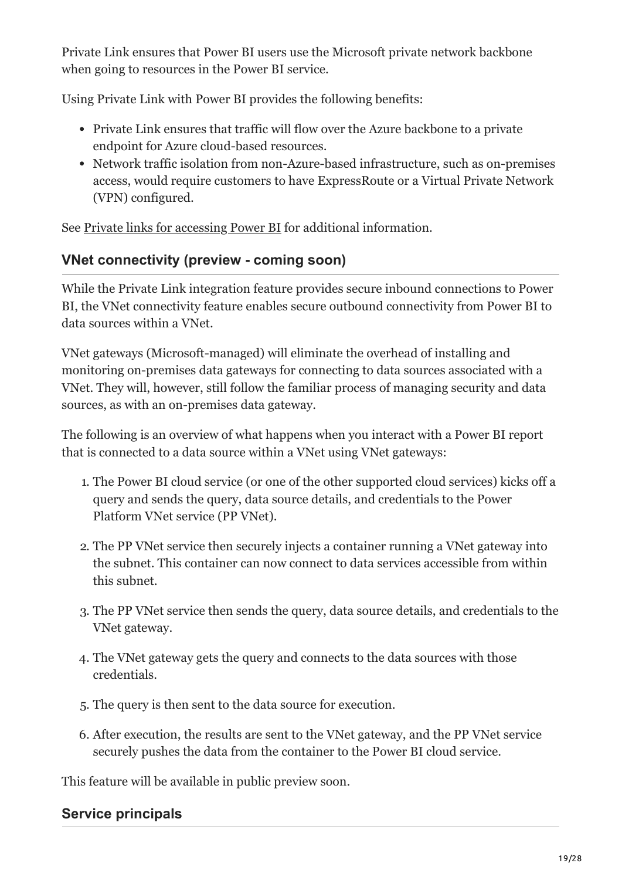Private Link ensures that Power BI users use the Microsoft private network backbone when going to resources in the Power BI service.

Using Private Link with Power BI provides the following benefits:

- Private Link ensures that traffic will flow over the Azure backbone to a private endpoint for Azure cloud-based resources.
- Network traffic isolation from non-Azure-based infrastructure, such as on-premises access, would require customers to have ExpressRoute or a Virtual Private Network (VPN) configured.

See Private links for accessing Power BI for additional information.

### VNet connectivity (preview - coming soon)

While the Private Link integration feature provides secure inbound connections to Power BI, the VNet connectivity feature enables secure outbound connectivity from Power BI to data sources within a VNet.

VNet gateways (Microsoft-managed) will eliminate the overhead of installing and monitoring on-premises data gateways for connecting to data sources associated with a VNet. They will, however, still follow the familiar process of managing security and data sources, as with an on-premises data gateway.

The following is an overview of what happens when you interact with a Power BI report that is connected to a data source within a VNet using VNet gateways:

1. The Power BI cloud service (or one of the other supported cloud services) kicks off a query and sends the query, data source details, and credentials to the Power Platform VNet service (PP VNet).

2. The PP VNet service then securely injects a container running a VNet gateway into the subnet. This container can now connect to data services accessible from within this subnet.

3. The PP VNet service then sends the query, data source details, and credentials to the VNet gateway.

4. The VNet gateway gets the query and connects to the data sources with those credentials.

5. The query is then sent to the data source for execution.

6. After execution, the results are sent to the VNet gateway, and the PP VNet service securely pushes the data from the container to the Power BI cloud service.

This feature will be available in public preview soon.

### Service principals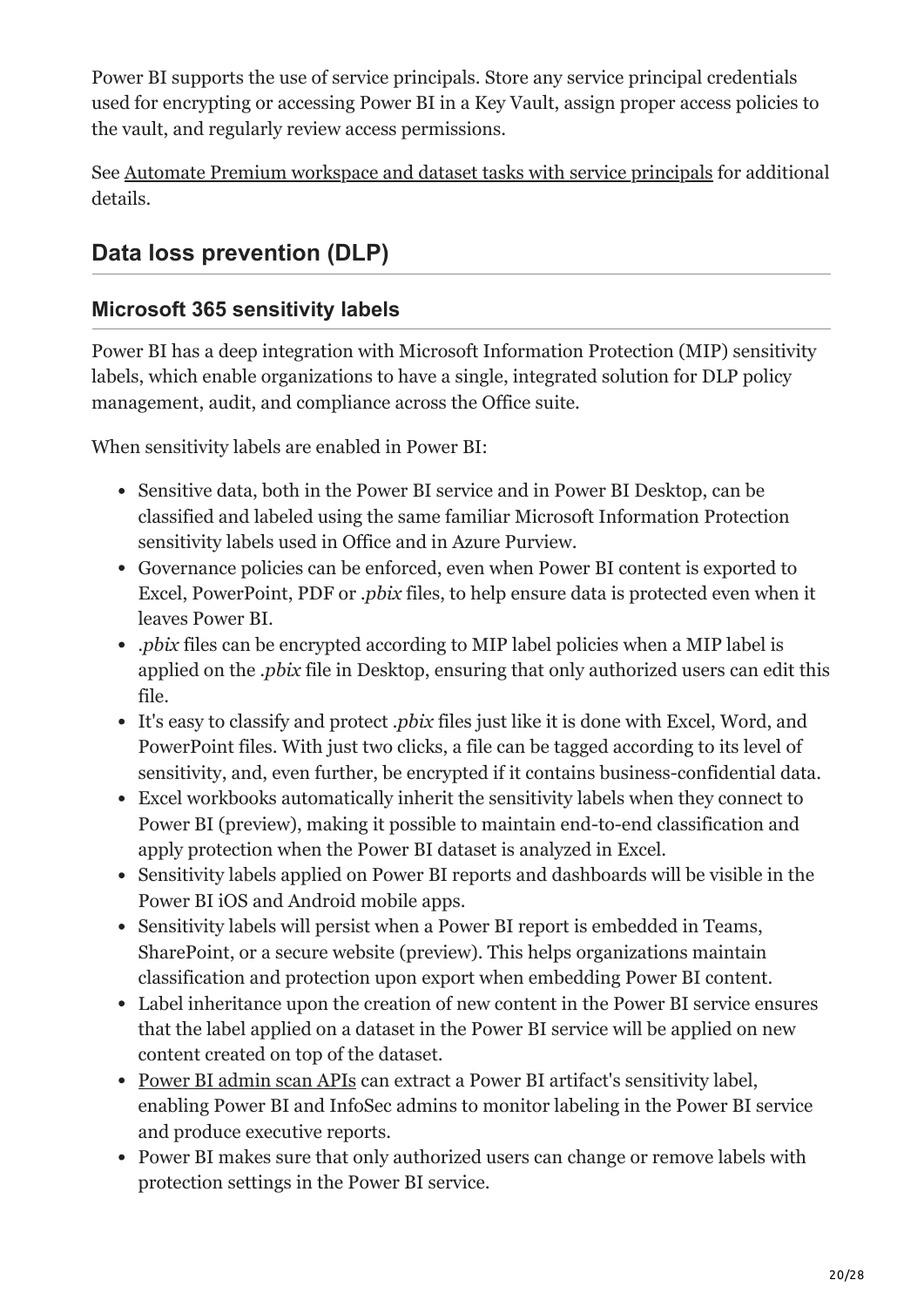Power BI supports the use of service principals. Store any service principal credentials used for encrypting or accessing Power BI in a Key Vault, assign proper access policies to the vault, and regularly review access permissions.

See [Automate Premium workspace and dataset tasks with service principals]() for additional details.

## Data loss prevention (DLP)

### Microsoft 365 sensitivity labels

Power BI has a deep integration with Microsoft Information Protection (MIP) sensitivity labels, which enable organizations to have a single, integrated solution for DLP policy management, audit, and compliance across the Office suite.

When sensitivity labels are enabled in Power BI:

- Sensitive data, both in the Power BI service and in Power BI Desktop, can be classified and labeled using the same familiar Microsoft Information Protection sensitivity labels used in Office and in Azure Purview.
- Governance policies can be enforced, even when Power BI content is exported to Excel, PowerPoint, PDF or *.pbix* files, to help ensure data is protected even when it leaves Power BI.
- *.pbix* files can be encrypted according to MIP label policies when a MIP label is applied on the *.pbix* file in Desktop, ensuring that only authorized users can edit this file.
- It's easy to classify and protect *.pbix* files just like it is done with Excel, Word, and PowerPoint files. With just two clicks, a file can be tagged according to its level of sensitivity, and, even further, be encrypted if it contains business-confidential data.
- Excel workbooks automatically inherit the sensitivity labels when they connect to Power BI (preview), making it possible to maintain end-to-end classification and apply protection when the Power BI dataset is analyzed in Excel.
- Sensitivity labels applied on Power BI reports and dashboards will be visible in the Power BI iOS and Android mobile apps.
- Sensitivity labels will persist when a Power BI report is embedded in Teams, SharePoint, or a secure website (preview). This helps organizations maintain classification and protection upon export when embedding Power BI content.
- Label inheritance upon the creation of new content in the Power BI service ensures that the label applied on a dataset in the Power BI service will be applied on new content created on top of the dataset.
- [Power BI admin scan APIs]() can extract a Power BI artifact's sensitivity label, enabling Power BI and InfoSec admins to monitor labeling in the Power BI service and produce executive reports.
- Power BI makes sure that only authorized users can change or remove labels with protection settings in the Power BI service.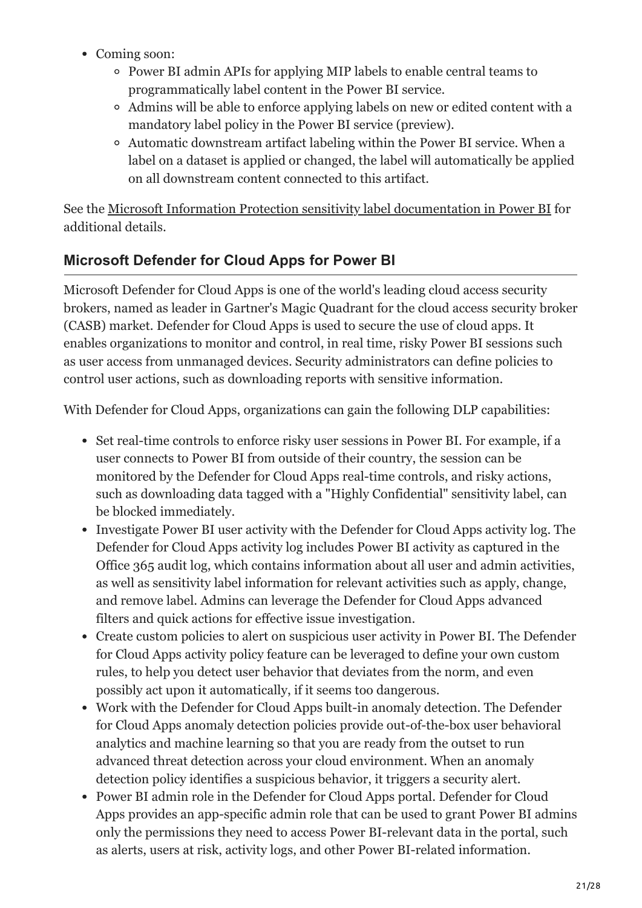- Coming soon:
  - Power BI admin APIs for applying MIP labels to enable central teams to programmatically label content in the Power BI service.
  - Admins will be able to enforce applying labels on new or edited content with a mandatory label policy in the Power BI service (preview).
  - Automatic downstream artifact labeling within the Power BI service. When a label on a dataset is applied or changed, the label will automatically be applied on all downstream content connected to this artifact.

See the Microsoft Information Protection sensitivity label documentation in Power BI for additional details.

## Microsoft Defender for Cloud Apps for Power BI

Microsoft Defender for Cloud Apps is one of the world's leading cloud access security brokers, named as leader in Gartner's Magic Quadrant for the cloud access security broker (CASB) market. Defender for Cloud Apps is used to secure the use of cloud apps. It enables organizations to monitor and control, in real time, risky Power BI sessions such as user access from unmanaged devices. Security administrators can define policies to control user actions, such as downloading reports with sensitive information.

With Defender for Cloud Apps, organizations can gain the following DLP capabilities:

- Set real-time controls to enforce risky user sessions in Power BI. For example, if a user connects to Power BI from outside of their country, the session can be monitored by the Defender for Cloud Apps real-time controls, and risky actions, such as downloading data tagged with a "Highly Confidential" sensitivity label, can be blocked immediately.
- Investigate Power BI user activity with the Defender for Cloud Apps activity log. The Defender for Cloud Apps activity log includes Power BI activity as captured in the Office 365 audit log, which contains information about all user and admin activities, as well as sensitivity label information for relevant activities such as apply, change, and remove label. Admins can leverage the Defender for Cloud Apps advanced filters and quick actions for effective issue investigation.
- Create custom policies to alert on suspicious user activity in Power BI. The Defender for Cloud Apps activity policy feature can be leveraged to define your own custom rules, to help you detect user behavior that deviates from the norm, and even possibly act upon it automatically, if it seems too dangerous.
- Work with the Defender for Cloud Apps built-in anomaly detection. The Defender for Cloud Apps anomaly detection policies provide out-of-the-box user behavioral analytics and machine learning so that you are ready from the outset to run advanced threat detection across your cloud environment. When an anomaly detection policy identifies a suspicious behavior, it triggers a security alert.
- Power BI admin role in the Defender for Cloud Apps portal. Defender for Cloud Apps provides an app-specific admin role that can be used to grant Power BI admins only the permissions they need to access Power BI-relevant data in the portal, such as alerts, users at risk, activity logs, and other Power BI-related information.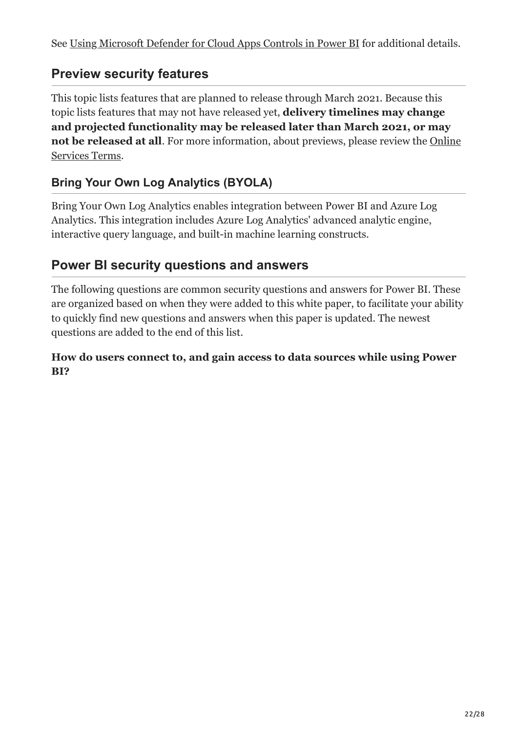See Using Microsoft Defender for Cloud Apps Controls in Power BI for additional details.

## Preview security features

This topic lists features that are planned to release through March 2021. Because this topic lists features that may not have released yet, **delivery timelines may change and projected functionality may be released later than March 2021, or may not be released at all**. For more information, about previews, please review the Online Services Terms.

### Bring Your Own Log Analytics (BYOLA)

Bring Your Own Log Analytics enables integration between Power BI and Azure Log Analytics. This integration includes Azure Log Analytics' advanced analytic engine, interactive query language, and built-in machine learning constructs.

## Power BI security questions and answers

The following questions are common security questions and answers for Power BI. These are organized based on when they were added to this white paper, to facilitate your ability to quickly find new questions and answers when this paper is updated. The newest questions are added to the end of this list.

**How do users connect to, and gain access to data sources while using Power BI?**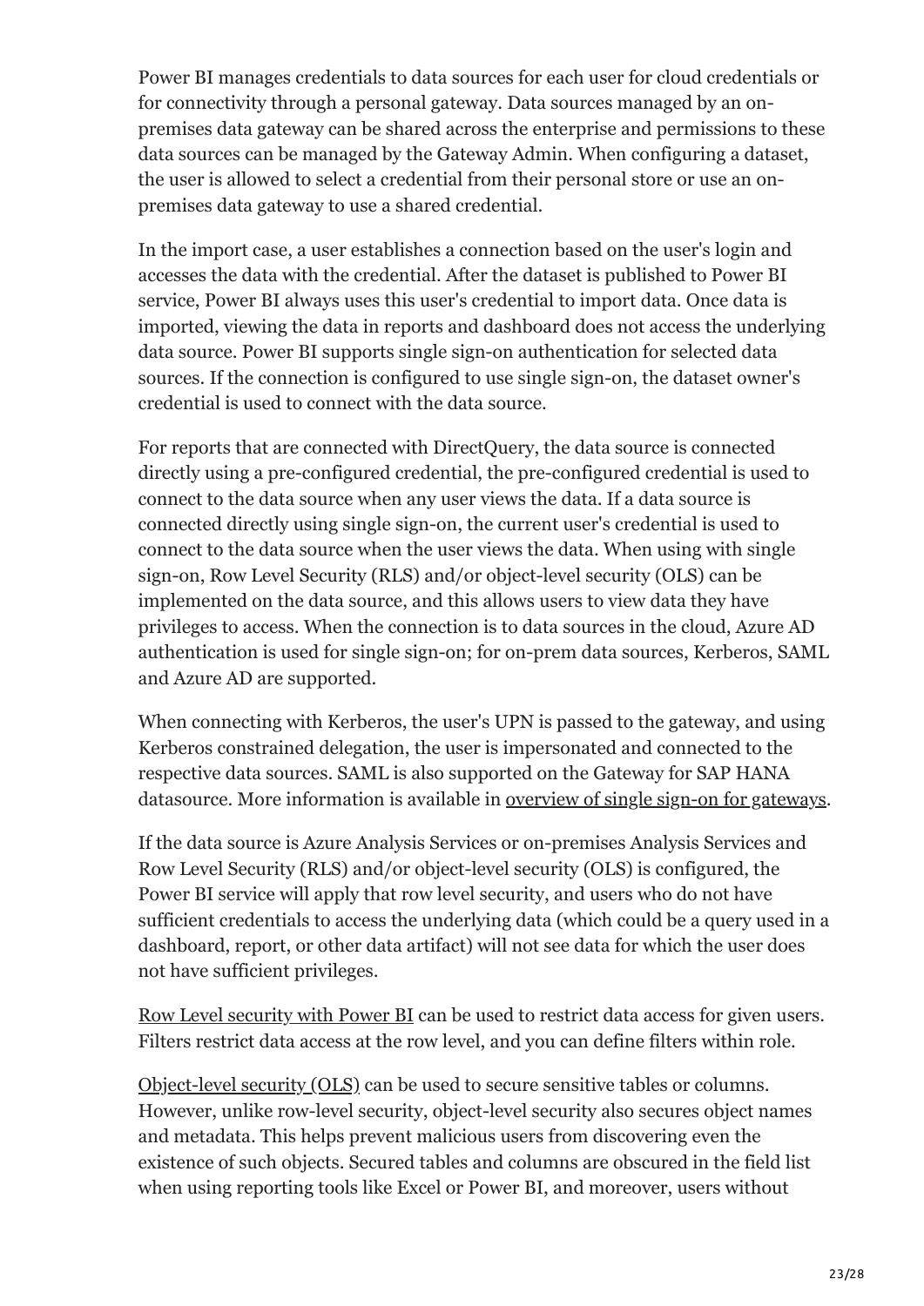Power BI manages credentials to data sources for each user for cloud credentials or for connectivity through a personal gateway. Data sources managed by an on-premises data gateway can be shared across the enterprise and permissions to these data sources can be managed by the Gateway Admin. When configuring a dataset, the user is allowed to select a credential from their personal store or use an on-premises data gateway to use a shared credential.

In the import case, a user establishes a connection based on the user's login and accesses the data with the credential. After the dataset is published to Power BI service, Power BI always uses this user's credential to import data. Once data is imported, viewing the data in reports and dashboard does not access the underlying data source. Power BI supports single sign-on authentication for selected data sources. If the connection is configured to use single sign-on, the dataset owner's credential is used to connect with the data source.

For reports that are connected with DirectQuery, the data source is connected directly using a pre-configured credential, the pre-configured credential is used to connect to the data source when any user views the data. If a data source is connected directly using single sign-on, the current user's credential is used to connect to the data source when the user views the data. When using with single sign-on, Row Level Security (RLS) and/or object-level security (OLS) can be implemented on the data source, and this allows users to view data they have privileges to access. When the connection is to data sources in the cloud, Azure AD authentication is used for single sign-on; for on-prem data sources, Kerberos, SAML and Azure AD are supported.

When connecting with Kerberos, the user's UPN is passed to the gateway, and using Kerberos constrained delegation, the user is impersonated and connected to the respective data sources. SAML is also supported on the Gateway for SAP HANA datasource. More information is available in overview of single sign-on for gateways.

If the data source is Azure Analysis Services or on-premises Analysis Services and Row Level Security (RLS) and/or object-level security (OLS) is configured, the Power BI service will apply that row level security, and users who do not have sufficient credentials to access the underlying data (which could be a query used in a dashboard, report, or other data artifact) will not see data for which the user does not have sufficient privileges.

Row Level security with Power BI can be used to restrict data access for given users. Filters restrict data access at the row level, and you can define filters within role.

Object-level security (OLS) can be used to secure sensitive tables or columns. However, unlike row-level security, object-level security also secures object names and metadata. This helps prevent malicious users from discovering even the existence of such objects. Secured tables and columns are obscured in the field list when using reporting tools like Excel or Power BI, and moreover, users without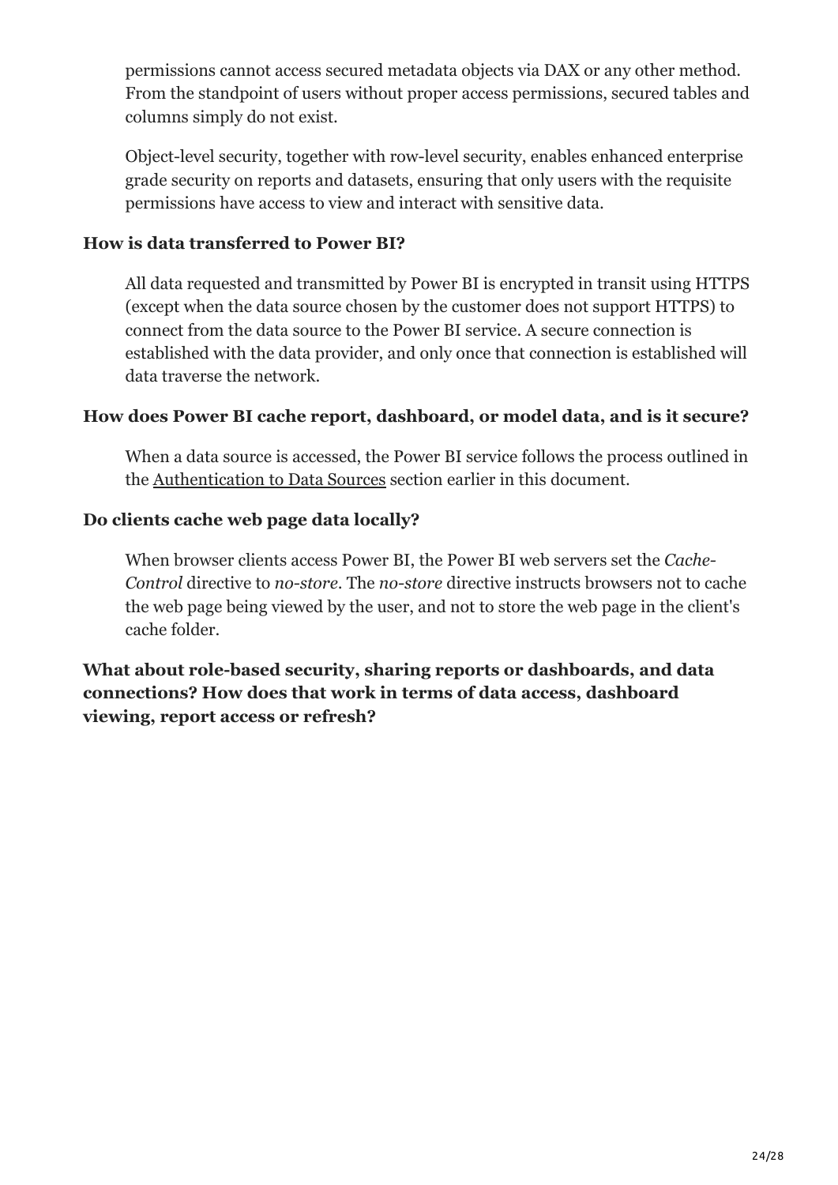permissions cannot access secured metadata objects via DAX or any other method. From the standpoint of users without proper access permissions, secured tables and columns simply do not exist.

Object-level security, together with row-level security, enables enhanced enterprise grade security on reports and datasets, ensuring that only users with the requisite permissions have access to view and interact with sensitive data.

**How is data transferred to Power BI?**

All data requested and transmitted by Power BI is encrypted in transit using HTTPS (except when the data source chosen by the customer does not support HTTPS) to connect from the data source to the Power BI service. A secure connection is established with the data provider, and only once that connection is established will data traverse the network.

**How does Power BI cache report, dashboard, or model data, and is it secure?**

When a data source is accessed, the Power BI service follows the process outlined in the Authentication to Data Sources section earlier in this document.

**Do clients cache web page data locally?**

When browser clients access Power BI, the Power BI web servers set the *Cache-Control* directive to *no-store*. The *no-store* directive instructs browsers not to cache the web page being viewed by the user, and not to store the web page in the client's cache folder.

**What about role-based security, sharing reports or dashboards, and data connections? How does that work in terms of data access, dashboard viewing, report access or refresh?**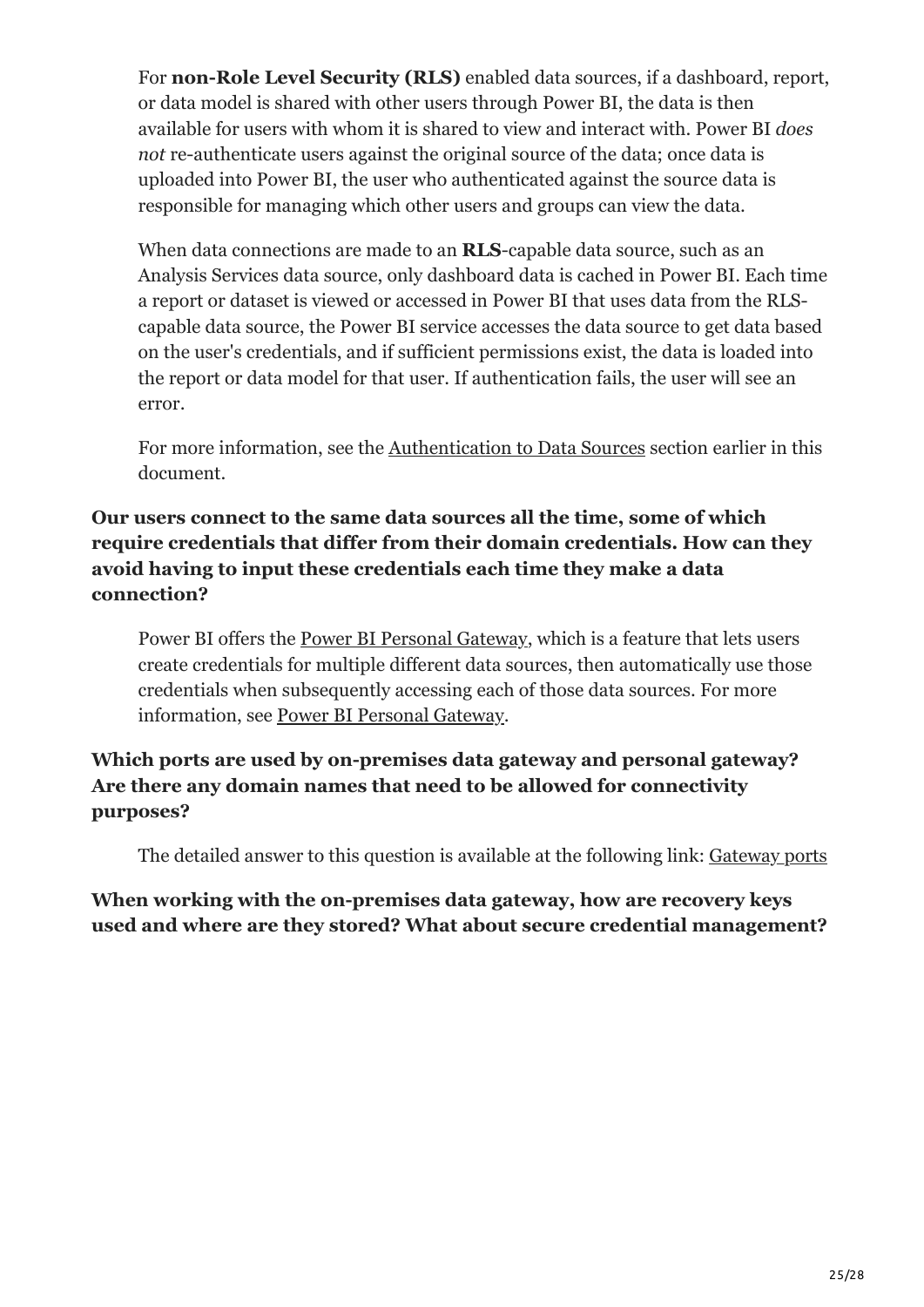For **non-Role Level Security (RLS)** enabled data sources, if a dashboard, report, or data model is shared with other users through Power BI, the data is then available for users with whom it is shared to view and interact with. Power BI *does not* re-authenticate users against the original source of the data; once data is uploaded into Power BI, the user who authenticated against the source data is responsible for managing which other users and groups can view the data.

When data connections are made to an **RLS**-capable data source, such as an Analysis Services data source, only dashboard data is cached in Power BI. Each time a report or dataset is viewed or accessed in Power BI that uses data from the RLS-capable data source, the Power BI service accesses the data source to get data based on the user's credentials, and if sufficient permissions exist, the data is loaded into the report or data model for that user. If authentication fails, the user will see an error.

For more information, see the Authentication to Data Sources section earlier in this document.

**Our users connect to the same data sources all the time, some of which require credentials that differ from their domain credentials. How can they avoid having to input these credentials each time they make a data connection?**

Power BI offers the Power BI Personal Gateway, which is a feature that lets users create credentials for multiple different data sources, then automatically use those credentials when subsequently accessing each of those data sources. For more information, see Power BI Personal Gateway.

**Which ports are used by on-premises data gateway and personal gateway? Are there any domain names that need to be allowed for connectivity purposes?**

The detailed answer to this question is available at the following link: Gateway ports

**When working with the on-premises data gateway, how are recovery keys used and where are they stored? What about secure credential management?**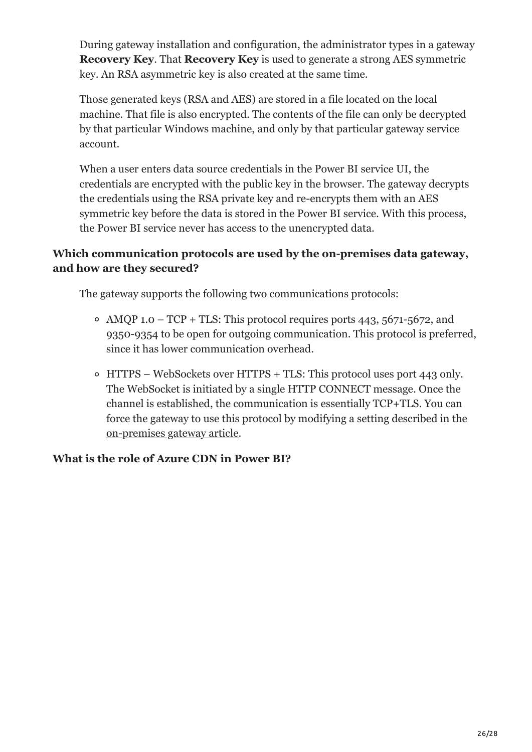During gateway installation and configuration, the administrator types in a gateway **Recovery Key**. That **Recovery Key** is used to generate a strong AES symmetric key. An RSA asymmetric key is also created at the same time.

Those generated keys (RSA and AES) are stored in a file located on the local machine. That file is also encrypted. The contents of the file can only be decrypted by that particular Windows machine, and only by that particular gateway service account.

When a user enters data source credentials in the Power BI service UI, the credentials are encrypted with the public key in the browser. The gateway decrypts the credentials using the RSA private key and re-encrypts them with an AES symmetric key before the data is stored in the Power BI service. With this process, the Power BI service never has access to the unencrypted data.

**Which communication protocols are used by the on-premises data gateway, and how are they secured?**

The gateway supports the following two communications protocols:

- AMQP 1.0 – TCP + TLS: This protocol requires ports 443, 5671-5672, and 9350-9354 to be open for outgoing communication. This protocol is preferred, since it has lower communication overhead.
- HTTPS – WebSockets over HTTPS + TLS: This protocol uses port 443 only. The WebSocket is initiated by a single HTTP CONNECT message. Once the channel is established, the communication is essentially TCP+TLS. You can force the gateway to use this protocol by modifying a setting described in the on-premises gateway article.

**What is the role of Azure CDN in Power BI?**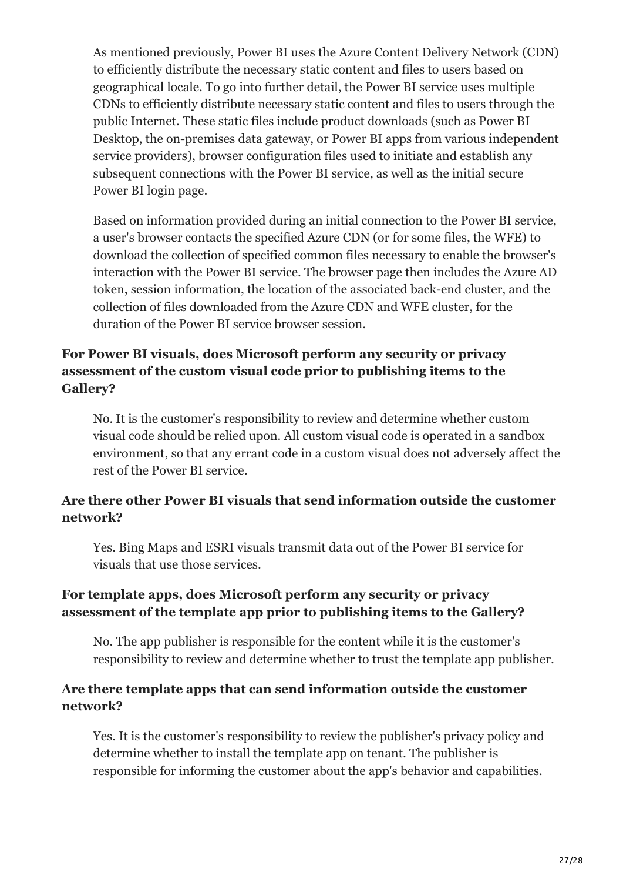As mentioned previously, Power BI uses the Azure Content Delivery Network (CDN) to efficiently distribute the necessary static content and files to users based on geographical locale. To go into further detail, the Power BI service uses multiple CDNs to efficiently distribute necessary static content and files to users through the public Internet. These static files include product downloads (such as Power BI Desktop, the on-premises data gateway, or Power BI apps from various independent service providers), browser configuration files used to initiate and establish any subsequent connections with the Power BI service, as well as the initial secure Power BI login page.

Based on information provided during an initial connection to the Power BI service, a user's browser contacts the specified Azure CDN (or for some files, the WFE) to download the collection of specified common files necessary to enable the browser's interaction with the Power BI service. The browser page then includes the Azure AD token, session information, the location of the associated back-end cluster, and the collection of files downloaded from the Azure CDN and WFE cluster, for the duration of the Power BI service browser session.

**For Power BI visuals, does Microsoft perform any security or privacy assessment of the custom visual code prior to publishing items to the Gallery?**

No. It is the customer's responsibility to review and determine whether custom visual code should be relied upon. All custom visual code is operated in a sandbox environment, so that any errant code in a custom visual does not adversely affect the rest of the Power BI service.

**Are there other Power BI visuals that send information outside the customer network?**

Yes. Bing Maps and ESRI visuals transmit data out of the Power BI service for visuals that use those services.

**For template apps, does Microsoft perform any security or privacy assessment of the template app prior to publishing items to the Gallery?**

No. The app publisher is responsible for the content while it is the customer's responsibility to review and determine whether to trust the template app publisher.

**Are there template apps that can send information outside the customer network?**

Yes. It is the customer's responsibility to review the publisher's privacy policy and determine whether to install the template app on tenant. The publisher is responsible for informing the customer about the app's behavior and capabilities.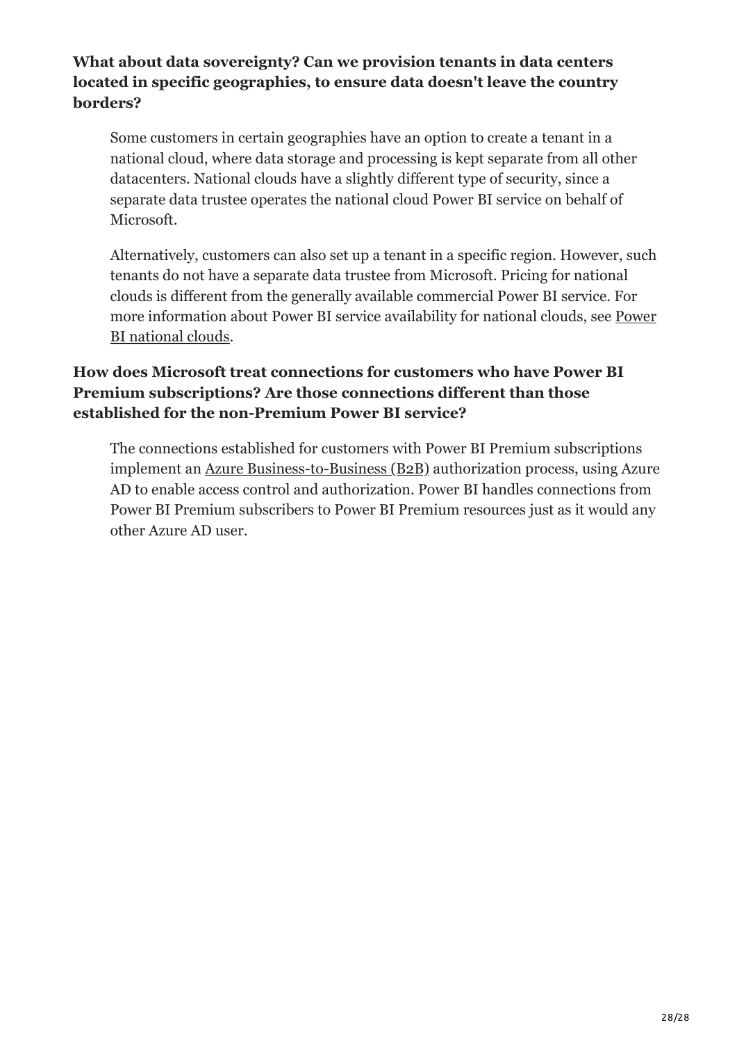**What about data sovereignty? Can we provision tenants in data centers located in specific geographies, to ensure data doesn't leave the country borders?**

Some customers in certain geographies have an option to create a tenant in a national cloud, where data storage and processing is kept separate from all other datacenters. National clouds have a slightly different type of security, since a separate data trustee operates the national cloud Power BI service on behalf of Microsoft.

Alternatively, customers can also set up a tenant in a specific region. However, such tenants do not have a separate data trustee from Microsoft. Pricing for national clouds is different from the generally available commercial Power BI service. For more information about Power BI service availability for national clouds, see Power BI national clouds.

**How does Microsoft treat connections for customers who have Power BI Premium subscriptions? Are those connections different than those established for the non-Premium Power BI service?**

The connections established for customers with Power BI Premium subscriptions implement an Azure Business-to-Business (B2B) authorization process, using Azure AD to enable access control and authorization. Power BI handles connections from Power BI Premium subscribers to Power BI Premium resources just as it would any other Azure AD user.